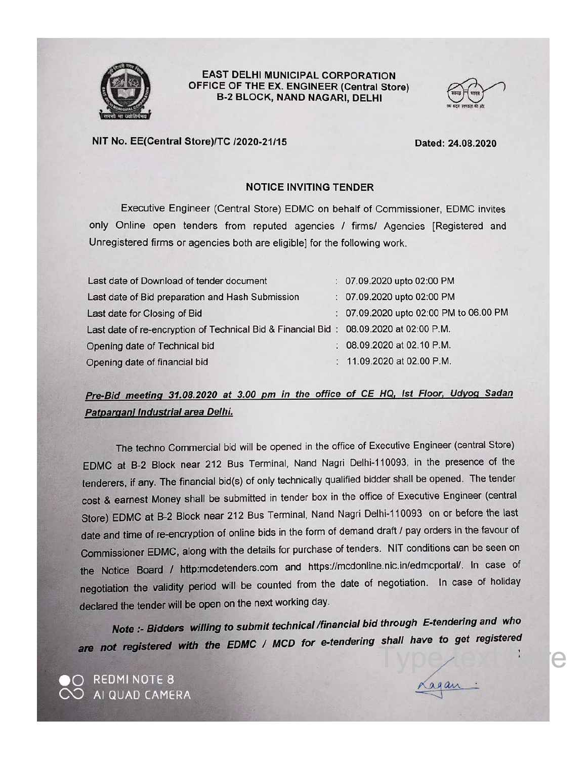**EAST DELHI MUNICIPAL CORPORATION**
**OFFICE OF THE EX. ENGINEER (Central Store)**
**B-2 BLOCK, NAND NAGARI, DELHI**

**NIT No. EE(Central Store)/TC /2020-21/15** **Dated: 24.08.2020**

## NOTICE INVITING TENDER

Executive Engineer (Central Store) EDMC on behalf of Commissioner, EDMC invites only Online open tenders from reputed agencies / firms/ Agencies [Registered and Unregistered firms or agencies both are eligible] for the following work.

| | |
|---|---|
| Last date of Download of tender document | : 07.09.2020 upto 02:00 PM |
| Last date of Bid preparation and Hash Submission | : 07.09.2020 upto 02:00 PM |
| Last date for Closing of Bid | : 07.09.2020 upto 02:00 PM to 06.00 PM |
| Last date of re-encryption of Technical Bid & Financial Bid | : 08.09.2020 at 02:00 P.M. |
| Opening date of Technical bid | : 08.09.2020 at 02.10 P.M. |
| Opening date of financial bid | : 11.09.2020 at 02.00 P.M. |

***Pre-Bid meeting 31.08.2020 at 3.00 pm in the office of CE HQ, Ist Floor, Udyog Sadan Patparganj Industrial area Delhi.***

The techno Commercial bid will be opened in the office of Executive Engineer (central Store) EDMC at B-2 Block near 212 Bus Terminal, Nand Nagri Delhi-110093, in the presence of the tenderers, if any. The financial bid(s) of only technically qualified bidder shall be opened. The tender cost & earnest Money shall be submitted in tender box in the office of Executive Engineer (central Store) EDMC at B-2 Block near 212 Bus Terminal, Nand Nagri Delhi-110093 on or before the last date and time of re-encryption of online bids in the form of demand draft / pay orders in the favour of Commissioner EDMC, along with the details for purchase of tenders. NIT conditions can be seen on the Notice Board / http:mcdetenders.com and https://mcdonline.nic.in/edmcportal/. In case of negotiation the validity period will be counted from the date of negotiation. In case of holiday declared the tender will be open on the next working day.

***Note :- Bidders willing to submit technical /financial bid through E-tendering and who are not registered with the EDMC / MCD for e-tendering shall have to get registered***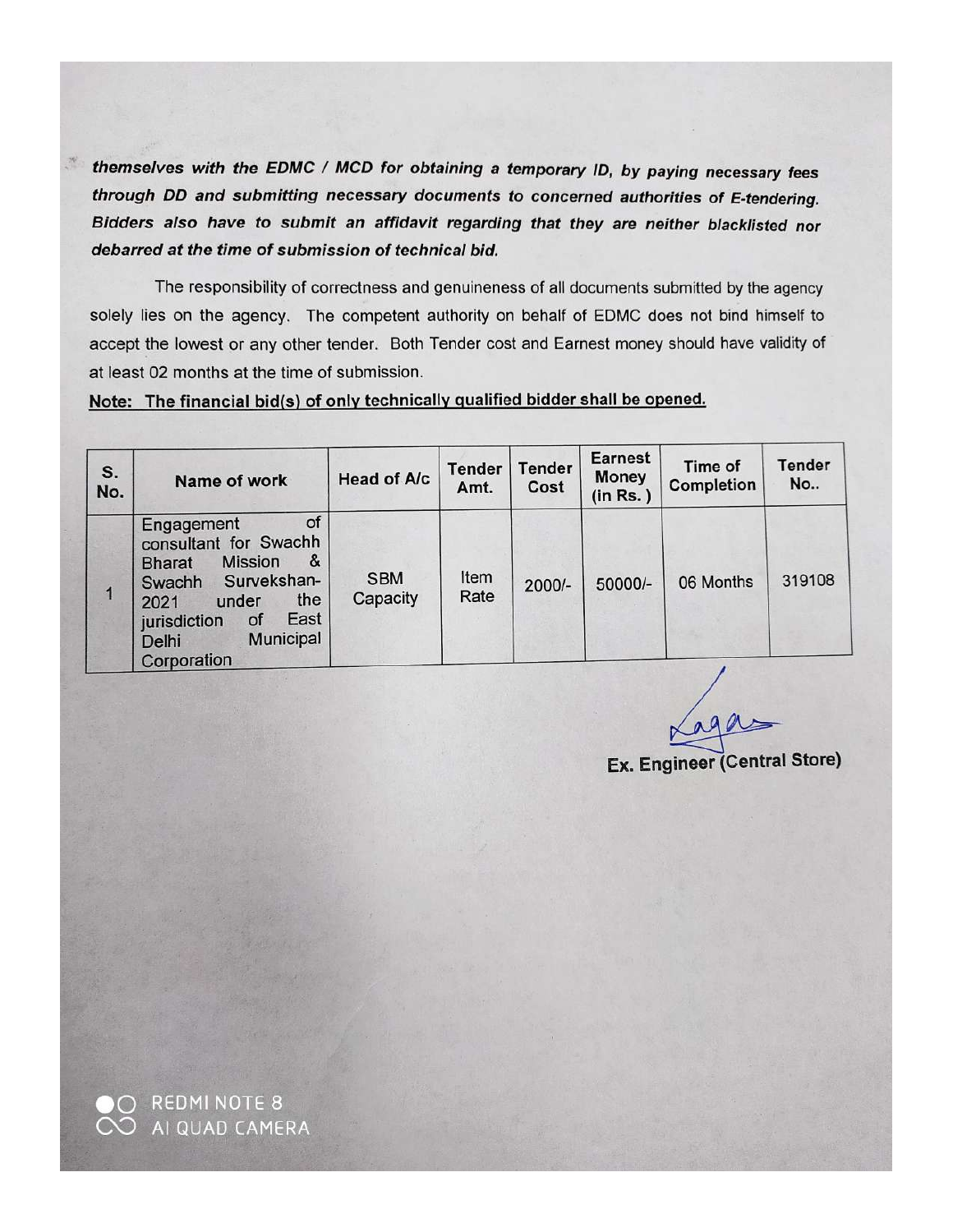***themselves with the EDMC / MCD for obtaining a temporary ID, by paying necessary fees through DD and submitting necessary documents to concerned authorities of E-tendering. Bidders also have to submit an affidavit regarding that they are neither blacklisted nor debarred at the time of submission of technical bid.***

The responsibility of correctness and genuineness of all documents submitted by the agency solely lies on the agency. The competent authority on behalf of EDMC does not bind himself to accept the lowest or any other tender. Both Tender cost and Earnest money should have validity of at least 02 months at the time of submission.

**Note: The financial bid(s) of only technically qualified bidder shall be opened.**

| S. No. | Name of work | Head of A/c | Tender Amt. | Tender Cost | Earnest Money (in Rs.) | Time of Completion | Tender No.. |
|---|---|---|---|---|---|---|---|
| 1 | Engagement of consultant for Swachh Bharat Mission & Swachh Survekshan-2021 under the jurisdiction of East Delhi Municipal Corporation | SBM Capacity | Item Rate | 2000/- | 50000/- | 06 Months | 319108 |

Ex. Engineer (Central Store)

REDMI NOTE 8
AI QUAD CAMERA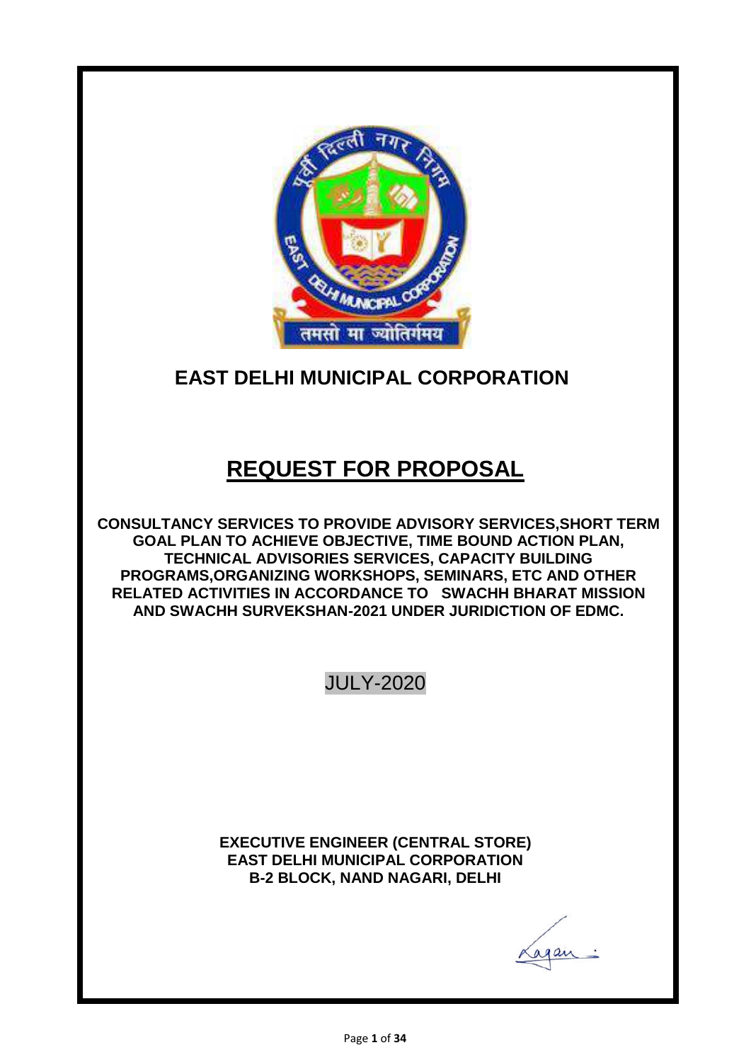# EAST DELHI MUNICIPAL CORPORATION

# REQUEST FOR PROPOSAL

**CONSULTANCY SERVICES TO PROVIDE ADVISORY SERVICES,SHORT TERM GOAL PLAN TO ACHIEVE OBJECTIVE, TIME BOUND ACTION PLAN, TECHNICAL ADVISORIES SERVICES, CAPACITY BUILDING PROGRAMS,ORGANIZING WORKSHOPS, SEMINARS, ETC AND OTHER RELATED ACTIVITIES IN ACCORDANCE TO SWACHH BHARAT MISSION AND SWACHH SURVEKSHAN-2021 UNDER JURIDICTION OF EDMC.**

JULY-2020

**EXECUTIVE ENGINEER (CENTRAL STORE)**
**EAST DELHI MUNICIPAL CORPORATION**
**B-2 BLOCK, NAND NAGARI, DELHI**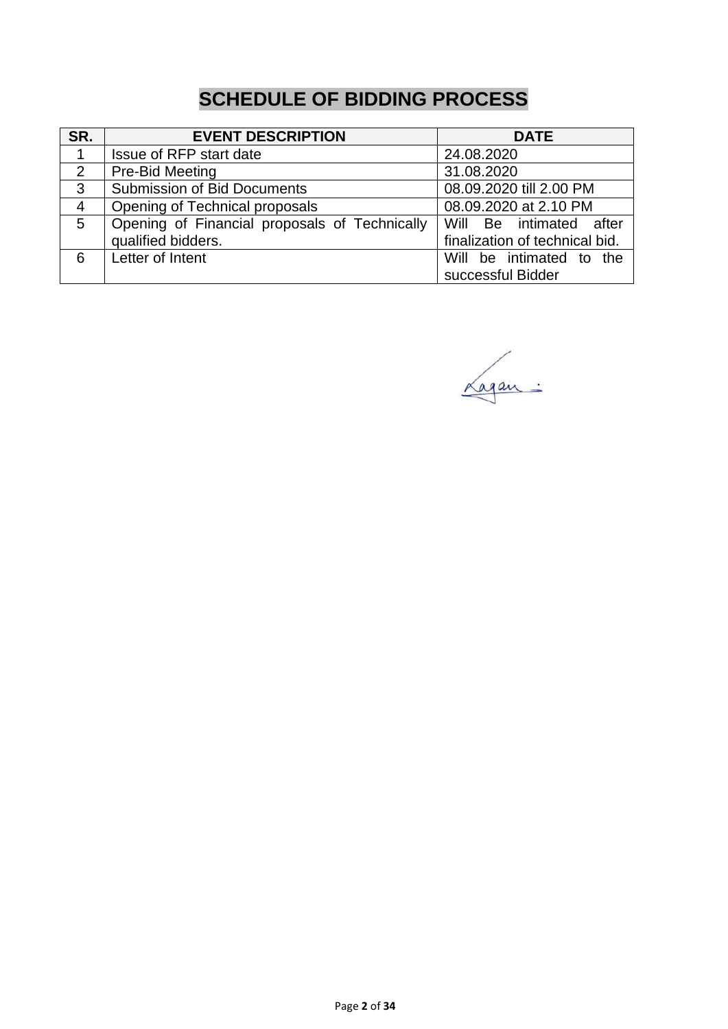# SCHEDULE OF BIDDING PROCESS

| SR. | EVENT DESCRIPTION | DATE |
|---|---|---|
| 1 | Issue of RFP start date | 24.08.2020 |
| 2 | Pre-Bid Meeting | 31.08.2020 |
| 3 | Submission of Bid Documents | 08.09.2020 till 2.00 PM |
| 4 | Opening of Technical proposals | 08.09.2020 at 2.10 PM |
| 5 | Opening of Financial proposals of Technically qualified bidders. | Will Be intimated after finalization of technical bid. |
| 6 | Letter of Intent | Will be intimated to the successful Bidder |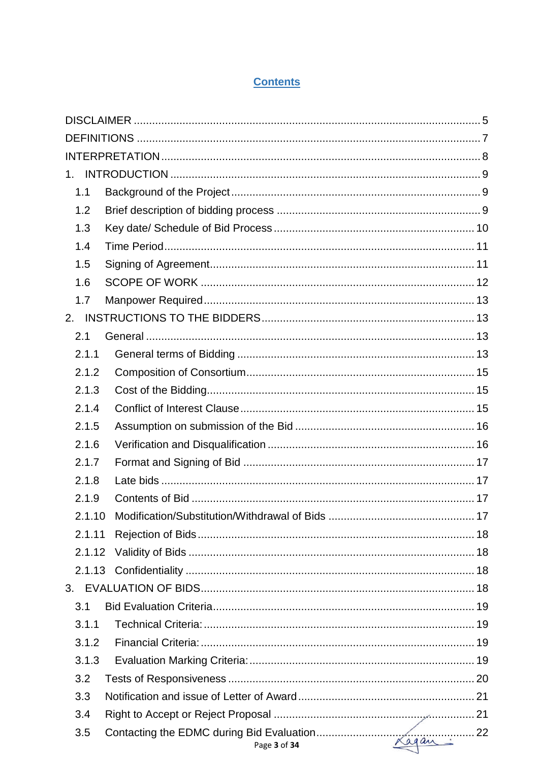# Contents

DISCLAIMER ..... 5

DEFINITIONS ..... 7

INTERPRETATION ..... 8

1. INTRODUCTION ..... 9
   - 1.1 Background of the Project ..... 9
   - 1.2 Brief description of bidding process ..... 9
   - 1.3 Key date/ Schedule of Bid Process ..... 10
   - 1.4 Time Period ..... 11
   - 1.5 Signing of Agreement ..... 11
   - 1.6 SCOPE OF WORK ..... 12
   - 1.7 Manpower Required ..... 13
2. INSTRUCTIONS TO THE BIDDERS ..... 13
   - 2.1 General ..... 13
     - 2.1.1 General terms of Bidding ..... 13
     - 2.1.2 Composition of Consortium ..... 15
     - 2.1.3 Cost of the Bidding ..... 15
     - 2.1.4 Conflict of Interest Clause ..... 15
     - 2.1.5 Assumption on submission of the Bid ..... 16
     - 2.1.6 Verification and Disqualification ..... 16
     - 2.1.7 Format and Signing of Bid ..... 17
     - 2.1.8 Late bids ..... 17
     - 2.1.9 Contents of Bid ..... 17
     - 2.1.10 Modification/Substitution/Withdrawal of Bids ..... 17
     - 2.1.11 Rejection of Bids ..... 18
     - 2.1.12 Validity of Bids ..... 18
     - 2.1.13 Confidentiality ..... 18
3. EVALUATION OF BIDS ..... 18
   - 3.1 Bid Evaluation Criteria ..... 19
     - 3.1.1 Technical Criteria: ..... 19
     - 3.1.2 Financial Criteria: ..... 19
     - 3.1.3 Evaluation Marking Criteria: ..... 19
   - 3.2 Tests of Responsiveness ..... 20
   - 3.3 Notification and issue of Letter of Award ..... 21
   - 3.4 Right to Accept or Reject Proposal ..... 21
   - 3.5 Contacting the EDMC during Bid Evaluation ..... 22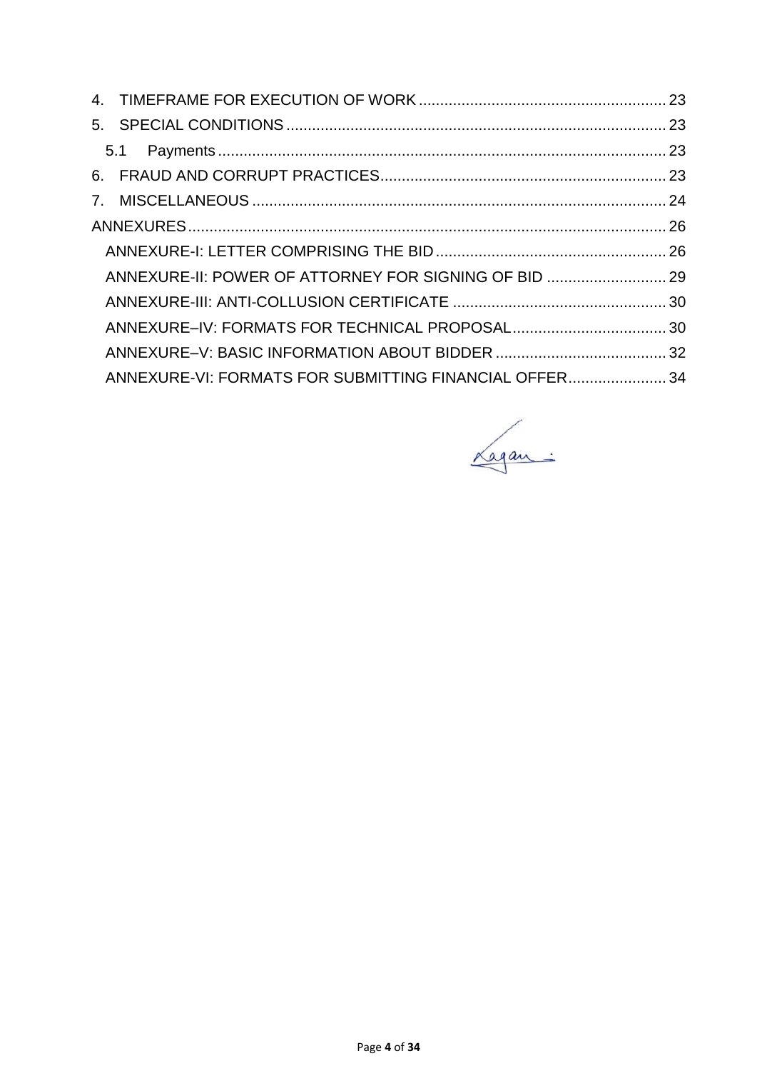4. TIMEFRAME FOR EXECUTION OF WORK .......................................................... 23
5. SPECIAL CONDITIONS ......................................................................................... 23
   5.1 Payments ......................................................................................................... 23
6. FRAUD AND CORRUPT PRACTICES ................................................................... 23
7. MISCELLANEOUS ................................................................................................. 24

ANNEXURES ................................................................................................................ 26

- ANNEXURE-I: LETTER COMPRISING THE BID ...................................................... 26
- ANNEXURE-II: POWER OF ATTORNEY FOR SIGNING OF BID ............................ 29
- ANNEXURE-III: ANTI-COLLUSION CERTIFICATE .................................................. 30
- ANNEXURE–IV: FORMATS FOR TECHNICAL PROPOSAL .................................... 30
- ANNEXURE–V: BASIC INFORMATION ABOUT BIDDER ........................................ 32
- ANNEXURE-VI: FORMATS FOR SUBMITTING FINANCIAL OFFER ....................... 34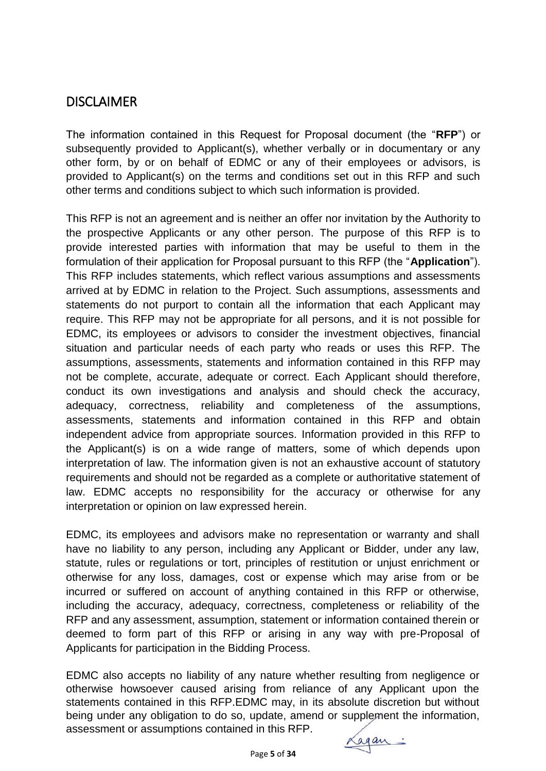## DISCLAIMER

The information contained in this Request for Proposal document (the "**RFP**") or subsequently provided to Applicant(s), whether verbally or in documentary or any other form, by or on behalf of EDMC or any of their employees or advisors, is provided to Applicant(s) on the terms and conditions set out in this RFP and such other terms and conditions subject to which such information is provided.

This RFP is not an agreement and is neither an offer nor invitation by the Authority to the prospective Applicants or any other person. The purpose of this RFP is to provide interested parties with information that may be useful to them in the formulation of their application for Proposal pursuant to this RFP (the "**Application**"). This RFP includes statements, which reflect various assumptions and assessments arrived at by EDMC in relation to the Project. Such assumptions, assessments and statements do not purport to contain all the information that each Applicant may require. This RFP may not be appropriate for all persons, and it is not possible for EDMC, its employees or advisors to consider the investment objectives, financial situation and particular needs of each party who reads or uses this RFP. The assumptions, assessments, statements and information contained in this RFP may not be complete, accurate, adequate or correct. Each Applicant should therefore, conduct its own investigations and analysis and should check the accuracy, adequacy, correctness, reliability and completeness of the assumptions, assessments, statements and information contained in this RFP and obtain independent advice from appropriate sources. Information provided in this RFP to the Applicant(s) is on a wide range of matters, some of which depends upon interpretation of law. The information given is not an exhaustive account of statutory requirements and should not be regarded as a complete or authoritative statement of law. EDMC accepts no responsibility for the accuracy or otherwise for any interpretation or opinion on law expressed herein.

EDMC, its employees and advisors make no representation or warranty and shall have no liability to any person, including any Applicant or Bidder, under any law, statute, rules or regulations or tort, principles of restitution or unjust enrichment or otherwise for any loss, damages, cost or expense which may arise from or be incurred or suffered on account of anything contained in this RFP or otherwise, including the accuracy, adequacy, correctness, completeness or reliability of the RFP and any assessment, assumption, statement or information contained therein or deemed to form part of this RFP or arising in any way with pre-Proposal of Applicants for participation in the Bidding Process.

EDMC also accepts no liability of any nature whether resulting from negligence or otherwise howsoever caused arising from reliance of any Applicant upon the statements contained in this RFP.EDMC may, in its absolute discretion but without being under any obligation to do so, update, amend or supplement the information, assessment or assumptions contained in this RFP.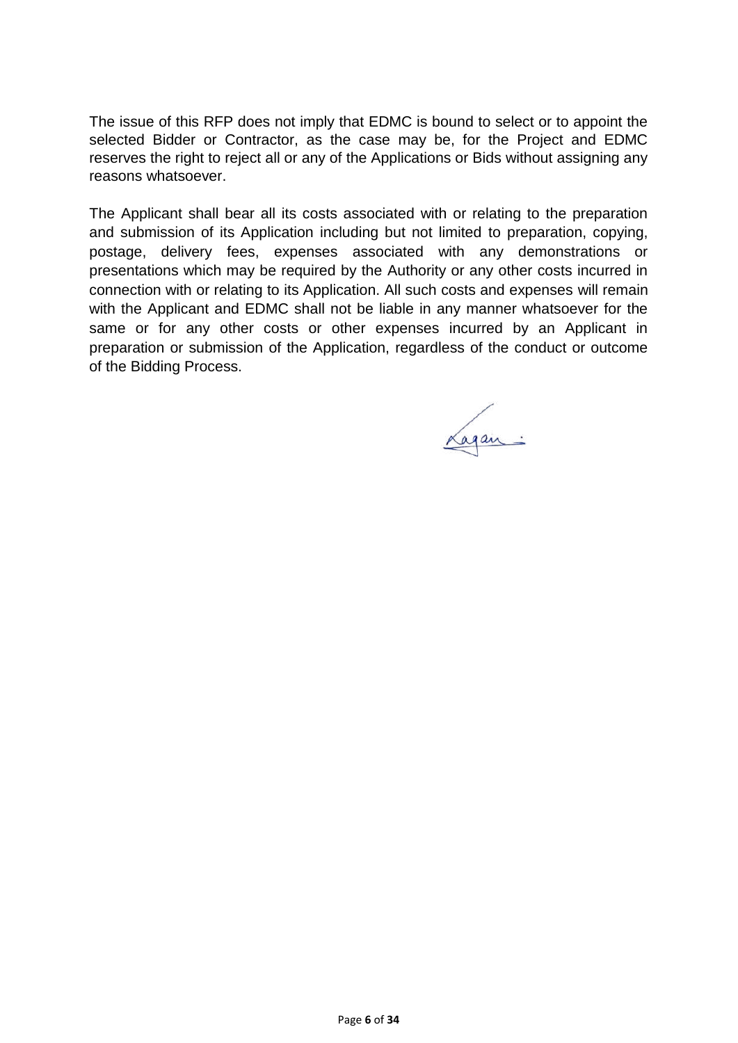The issue of this RFP does not imply that EDMC is bound to select or to appoint the selected Bidder or Contractor, as the case may be, for the Project and EDMC reserves the right to reject all or any of the Applications or Bids without assigning any reasons whatsoever.

The Applicant shall bear all its costs associated with or relating to the preparation and submission of its Application including but not limited to preparation, copying, postage, delivery fees, expenses associated with any demonstrations or presentations which may be required by the Authority or any other costs incurred in connection with or relating to its Application. All such costs and expenses will remain with the Applicant and EDMC shall not be liable in any manner whatsoever for the same or for any other costs or other expenses incurred by an Applicant in preparation or submission of the Application, regardless of the conduct or outcome of the Bidding Process.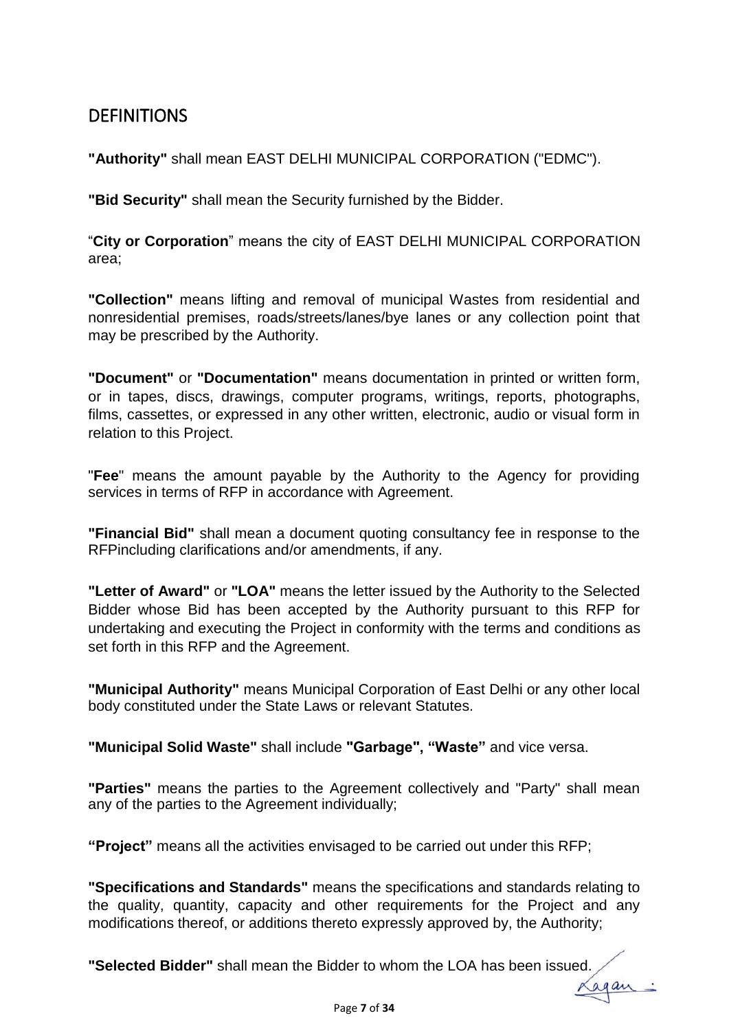## DEFINITIONS

**"Authority"** shall mean EAST DELHI MUNICIPAL CORPORATION ("EDMC").

**"Bid Security"** shall mean the Security furnished by the Bidder.

"**City or Corporation**" means the city of EAST DELHI MUNICIPAL CORPORATION area;

**"Collection"** means lifting and removal of municipal Wastes from residential and nonresidential premises, roads/streets/lanes/bye lanes or any collection point that may be prescribed by the Authority.

**"Document"** or **"Documentation"** means documentation in printed or written form, or in tapes, discs, drawings, computer programs, writings, reports, photographs, films, cassettes, or expressed in any other written, electronic, audio or visual form in relation to this Project.

"**Fee**" means the amount payable by the Authority to the Agency for providing services in terms of RFP in accordance with Agreement.

**"Financial Bid"** shall mean a document quoting consultancy fee in response to the RFPincluding clarifications and/or amendments, if any.

**"Letter of Award"** or **"LOA"** means the letter issued by the Authority to the Selected Bidder whose Bid has been accepted by the Authority pursuant to this RFP for undertaking and executing the Project in conformity with the terms and conditions as set forth in this RFP and the Agreement.

**"Municipal Authority"** means Municipal Corporation of East Delhi or any other local body constituted under the State Laws or relevant Statutes.

**"Municipal Solid Waste"** shall include **"Garbage", "Waste"** and vice versa.

**"Parties"** means the parties to the Agreement collectively and "Party" shall mean any of the parties to the Agreement individually;

**"Project"** means all the activities envisaged to be carried out under this RFP;

**"Specifications and Standards"** means the specifications and standards relating to the quality, quantity, capacity and other requirements for the Project and any modifications thereof, or additions thereto expressly approved by, the Authority;

**"Selected Bidder"** shall mean the Bidder to whom the LOA has been issued.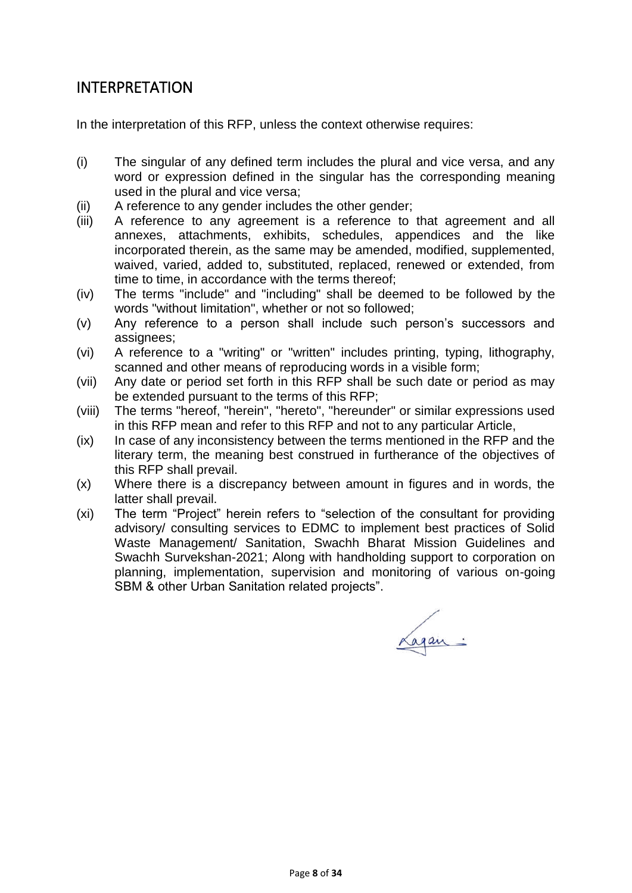## INTERPRETATION

In the interpretation of this RFP, unless the context otherwise requires:

(i) The singular of any defined term includes the plural and vice versa, and any word or expression defined in the singular has the corresponding meaning used in the plural and vice versa;

(ii) A reference to any gender includes the other gender;

(iii) A reference to any agreement is a reference to that agreement and all annexes, attachments, exhibits, schedules, appendices and the like incorporated therein, as the same may be amended, modified, supplemented, waived, varied, added to, substituted, replaced, renewed or extended, from time to time, in accordance with the terms thereof;

(iv) The terms "include" and "including" shall be deemed to be followed by the words "without limitation", whether or not so followed;

(v) Any reference to a person shall include such person's successors and assignees;

(vi) A reference to a "writing" or "written" includes printing, typing, lithography, scanned and other means of reproducing words in a visible form;

(vii) Any date or period set forth in this RFP shall be such date or period as may be extended pursuant to the terms of this RFP;

(viii) The terms "hereof, "herein", "hereto", "hereunder" or similar expressions used in this RFP mean and refer to this RFP and not to any particular Article,

(ix) In case of any inconsistency between the terms mentioned in the RFP and the literary term, the meaning best construed in furtherance of the objectives of this RFP shall prevail.

(x) Where there is a discrepancy between amount in figures and in words, the latter shall prevail.

(xi) The term "Project" herein refers to "selection of the consultant for providing advisory/ consulting services to EDMC to implement best practices of Solid Waste Management/ Sanitation, Swachh Bharat Mission Guidelines and Swachh Survekshan-2021; Along with handholding support to corporation on planning, implementation, supervision and monitoring of various on-going SBM & other Urban Sanitation related projects".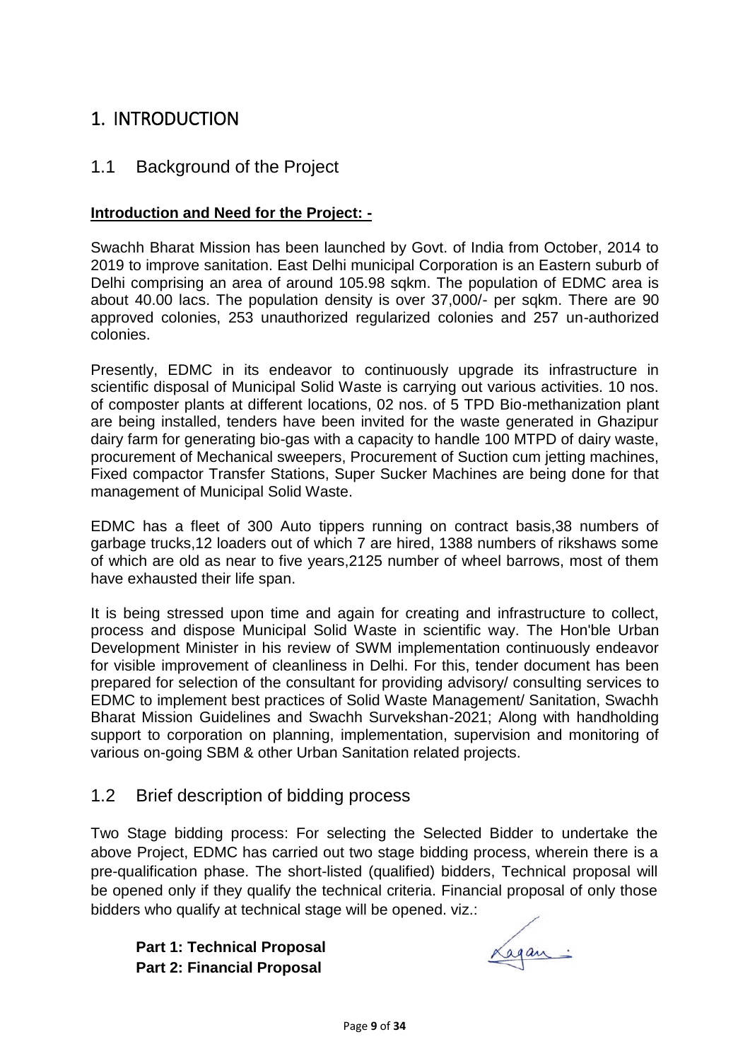# 1. INTRODUCTION

## 1.1 Background of the Project

**Introduction and Need for the Project: -**

Swachh Bharat Mission has been launched by Govt. of India from October, 2014 to 2019 to improve sanitation. East Delhi municipal Corporation is an Eastern suburb of Delhi comprising an area of around 105.98 sqkm. The population of EDMC area is about 40.00 lacs. The population density is over 37,000/- per sqkm. There are 90 approved colonies, 253 unauthorized regularized colonies and 257 un-authorized colonies.

Presently, EDMC in its endeavor to continuously upgrade its infrastructure in scientific disposal of Municipal Solid Waste is carrying out various activities. 10 nos. of composter plants at different locations, 02 nos. of 5 TPD Bio-methanization plant are being installed, tenders have been invited for the waste generated in Ghazipur dairy farm for generating bio-gas with a capacity to handle 100 MTPD of dairy waste, procurement of Mechanical sweepers, Procurement of Suction cum jetting machines, Fixed compactor Transfer Stations, Super Sucker Machines are being done for that management of Municipal Solid Waste.

EDMC has a fleet of 300 Auto tippers running on contract basis,38 numbers of garbage trucks,12 loaders out of which 7 are hired, 1388 numbers of rikshaws some of which are old as near to five years,2125 number of wheel barrows, most of them have exhausted their life span.

It is being stressed upon time and again for creating and infrastructure to collect, process and dispose Municipal Solid Waste in scientific way. The Hon'ble Urban Development Minister in his review of SWM implementation continuously endeavor for visible improvement of cleanliness in Delhi. For this, tender document has been prepared for selection of the consultant for providing advisory/ consulting services to EDMC to implement best practices of Solid Waste Management/ Sanitation, Swachh Bharat Mission Guidelines and Swachh Survekshan-2021; Along with handholding support to corporation on planning, implementation, supervision and monitoring of various on-going SBM & other Urban Sanitation related projects.

## 1.2 Brief description of bidding process

Two Stage bidding process: For selecting the Selected Bidder to undertake the above Project, EDMC has carried out two stage bidding process, wherein there is a pre-qualification phase. The short-listed (qualified) bidders, Technical proposal will be opened only if they qualify the technical criteria. Financial proposal of only those bidders who qualify at technical stage will be opened. viz.:

**Part 1: Technical Proposal**
**Part 2: Financial Proposal**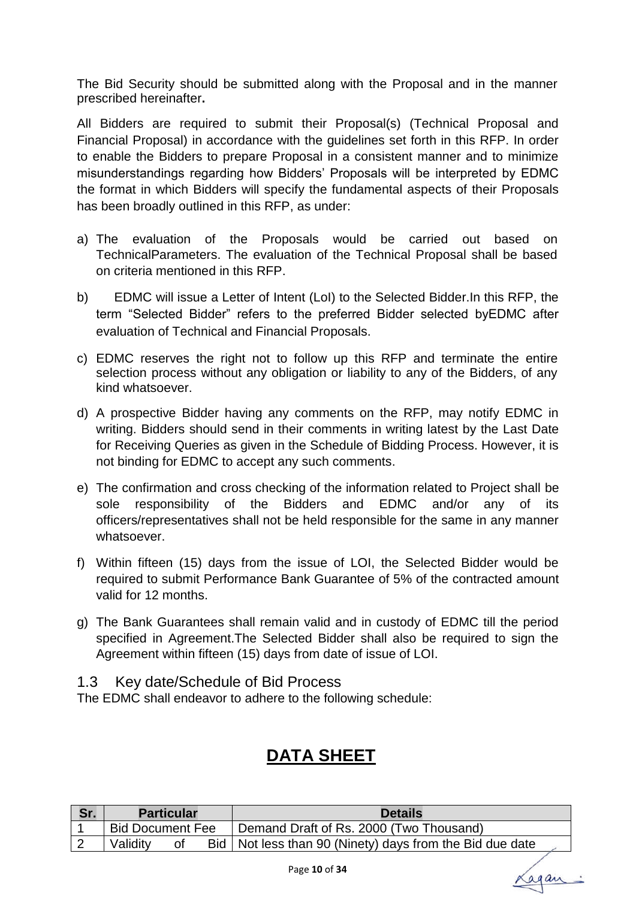The Bid Security should be submitted along with the Proposal and in the manner prescribed hereinafter**.**

All Bidders are required to submit their Proposal(s) (Technical Proposal and Financial Proposal) in accordance with the guidelines set forth in this RFP. In order to enable the Bidders to prepare Proposal in a consistent manner and to minimize misunderstandings regarding how Bidders' Proposals will be interpreted by EDMC the format in which Bidders will specify the fundamental aspects of their Proposals has been broadly outlined in this RFP, as under:

a) The evaluation of the Proposals would be carried out based on TechnicalParameters. The evaluation of the Technical Proposal shall be based on criteria mentioned in this RFP.

b) EDMC will issue a Letter of Intent (LoI) to the Selected Bidder.In this RFP, the term "Selected Bidder" refers to the preferred Bidder selected byEDMC after evaluation of Technical and Financial Proposals.

c) EDMC reserves the right not to follow up this RFP and terminate the entire selection process without any obligation or liability to any of the Bidders, of any kind whatsoever.

d) A prospective Bidder having any comments on the RFP, may notify EDMC in writing. Bidders should send in their comments in writing latest by the Last Date for Receiving Queries as given in the Schedule of Bidding Process. However, it is not binding for EDMC to accept any such comments.

e) The confirmation and cross checking of the information related to Project shall be sole responsibility of the Bidders and EDMC and/or any of its officers/representatives shall not be held responsible for the same in any manner whatsoever.

f) Within fifteen (15) days from the issue of LOI, the Selected Bidder would be required to submit Performance Bank Guarantee of 5% of the contracted amount valid for 12 months.

g) The Bank Guarantees shall remain valid and in custody of EDMC till the period specified in Agreement.The Selected Bidder shall also be required to sign the Agreement within fifteen (15) days from date of issue of LOI.

## 1.3 Key date/Schedule of Bid Process

The EDMC shall endeavor to adhere to the following schedule:

## DATA SHEET

| Sr. | Particular | Details |
|---|---|---|
| 1 | Bid Document Fee | Demand Draft of Rs. 2000 (Two Thousand) |
| 2 | Validity of Bid | Not less than 90 (Ninety) days from the Bid due date |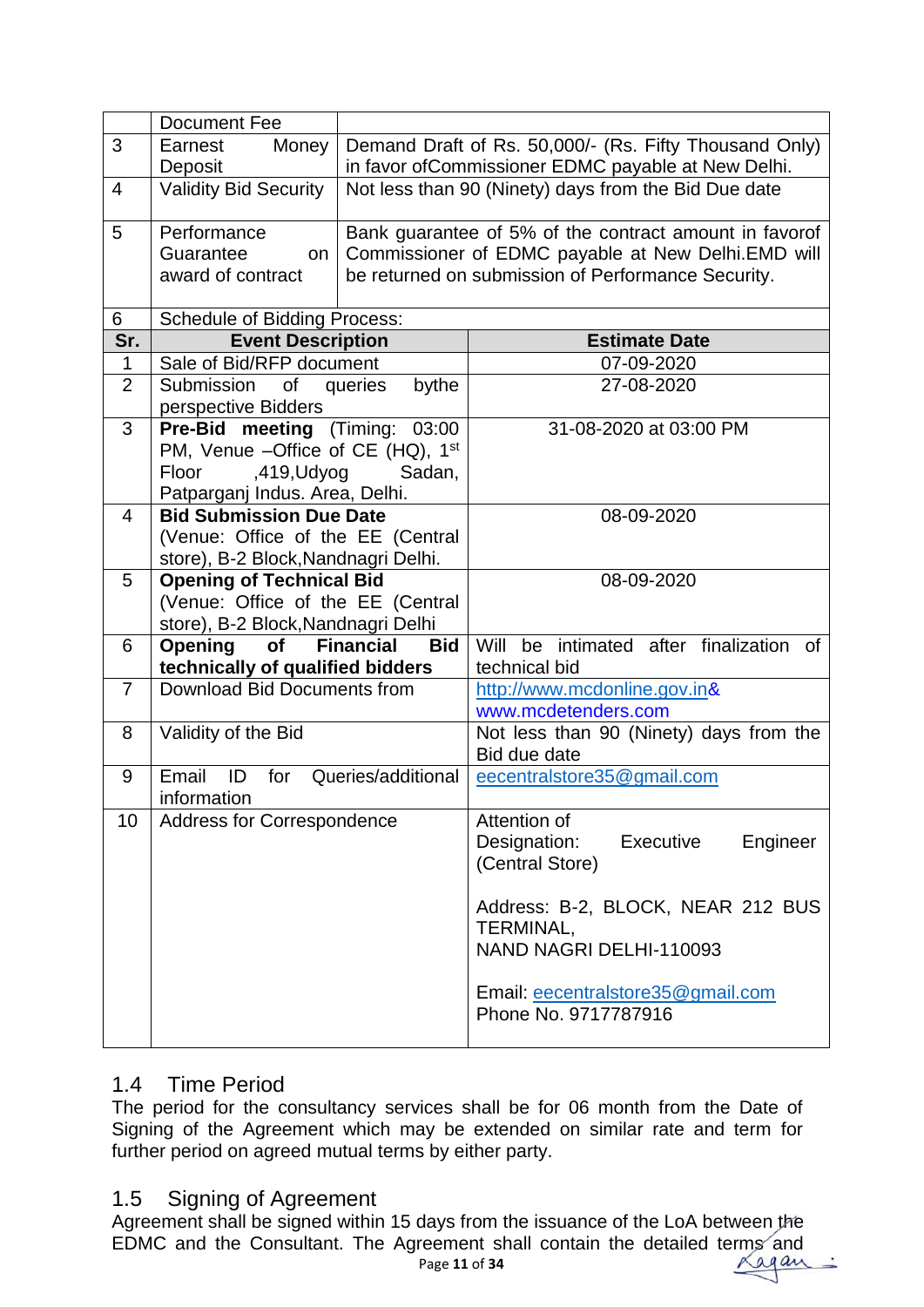|  | Document Fee |  |
|---|---|---|
| 3 | Earnest Money Deposit | Demand Draft of Rs. 50,000/- (Rs. Fifty Thousand Only) in favor ofCommissioner EDMC payable at New Delhi. |
| 4 | Validity Bid Security | Not less than 90 (Ninety) days from the Bid Due date |
| 5 | Performance Guarantee on award of contract | Bank guarantee of 5% of the contract amount in favorof Commissioner of EDMC payable at New Delhi.EMD will be returned on submission of Performance Security. |
| 6 | Schedule of Bidding Process: |  |

| Sr. | Event Description | Estimate Date |
|---|---|---|
| 1 | Sale of Bid/RFP document | 07-09-2020 |
| 2 | Submission of queries bythe perspective Bidders | 27-08-2020 |
| 3 | **Pre-Bid meeting** (Timing: 03:00 PM, Venue –Office of CE (HQ), 1st Floor ,419,Udyog Sadan, Patparganj Indus. Area, Delhi. | 31-08-2020 at 03:00 PM |
| 4 | **Bid Submission Due Date** (Venue: Office of the EE (Central store), B-2 Block,Nandnagri Delhi. | 08-09-2020 |
| 5 | **Opening of Technical Bid** (Venue: Office of the EE (Central store), B-2 Block,Nandnagri Delhi | 08-09-2020 |
| 6 | **Opening of Financial Bid technically of qualified bidders** | Will be intimated after finalization of technical bid |
| 7 | Download Bid Documents from | http://www.mcdonline.gov.in& www.mcdetenders.com |
| 8 | Validity of the Bid | Not less than 90 (Ninety) days from the Bid due date |
| 9 | Email ID for Queries/additional information | eecentralstore35@gmail.com |
| 10 | Address for Correspondence | Attention of<br>Designation: Executive Engineer (Central Store)<br><br>Address: B-2, BLOCK, NEAR 212 BUS TERMINAL,<br>NAND NAGRI DELHI-110093<br><br>Email: eecentralstore35@gmail.com<br>Phone No. 9717787916 |

## 1.4 Time Period

The period for the consultancy services shall be for 06 month from the Date of Signing of the Agreement which may be extended on similar rate and term for further period on agreed mutual terms by either party.

## 1.5 Signing of Agreement

Agreement shall be signed within 15 days from the issuance of the LoA between the EDMC and the Consultant. The Agreement shall contain the detailed terms and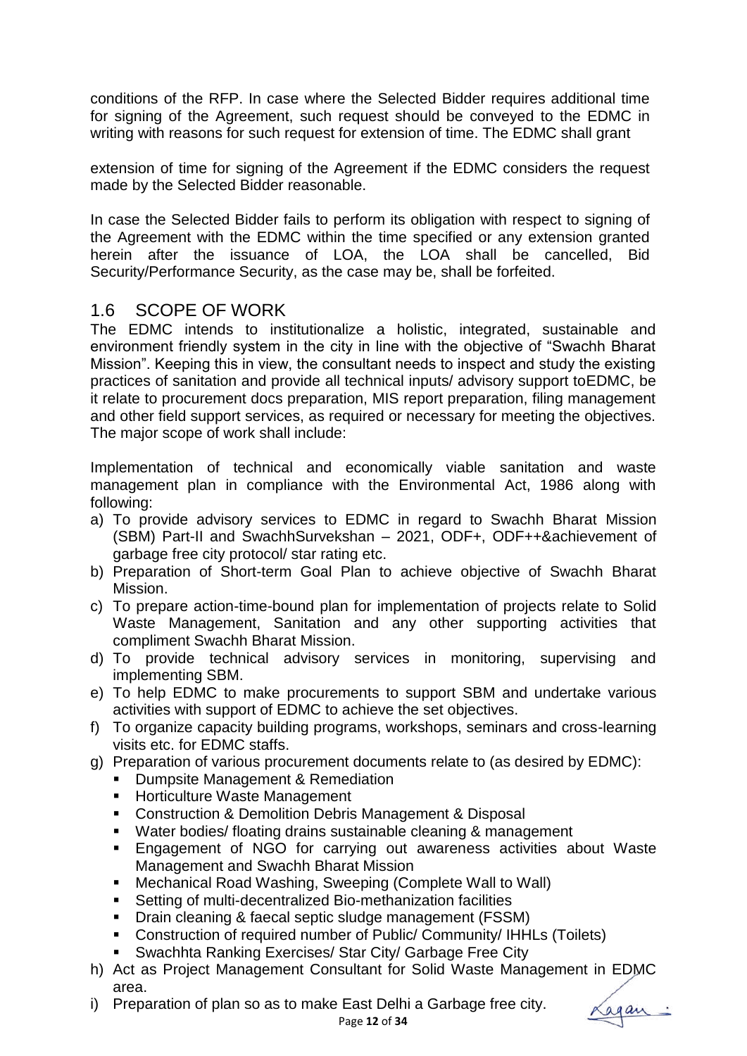conditions of the RFP. In case where the Selected Bidder requires additional time for signing of the Agreement, such request should be conveyed to the EDMC in writing with reasons for such request for extension of time. The EDMC shall grant

extension of time for signing of the Agreement if the EDMC considers the request made by the Selected Bidder reasonable.

In case the Selected Bidder fails to perform its obligation with respect to signing of the Agreement with the EDMC within the time specified or any extension granted herein after the issuance of LOA, the LOA shall be cancelled, Bid Security/Performance Security, as the case may be, shall be forfeited.

## 1.6 SCOPE OF WORK

The EDMC intends to institutionalize a holistic, integrated, sustainable and environment friendly system in the city in line with the objective of "Swachh Bharat Mission". Keeping this in view, the consultant needs to inspect and study the existing practices of sanitation and provide all technical inputs/ advisory support toEDMC, be it relate to procurement docs preparation, MIS report preparation, filing management and other field support services, as required or necessary for meeting the objectives. The major scope of work shall include:

Implementation of technical and economically viable sanitation and waste management plan in compliance with the Environmental Act, 1986 along with following:

a) To provide advisory services to EDMC in regard to Swachh Bharat Mission (SBM) Part-II and SwachhSurvekshan – 2021, ODF+, ODF++&achievement of garbage free city protocol/ star rating etc.
b) Preparation of Short-term Goal Plan to achieve objective of Swachh Bharat Mission.
c) To prepare action-time-bound plan for implementation of projects relate to Solid Waste Management, Sanitation and any other supporting activities that compliment Swachh Bharat Mission.
d) To provide technical advisory services in monitoring, supervising and implementing SBM.
e) To help EDMC to make procurements to support SBM and undertake various activities with support of EDMC to achieve the set objectives.
f) To organize capacity building programs, workshops, seminars and cross-learning visits etc. for EDMC staffs.
g) Preparation of various procurement documents relate to (as desired by EDMC):
   - Dumpsite Management & Remediation
   - Horticulture Waste Management
   - Construction & Demolition Debris Management & Disposal
   - Water bodies/ floating drains sustainable cleaning & management
   - Engagement of NGO for carrying out awareness activities about Waste Management and Swachh Bharat Mission
   - Mechanical Road Washing, Sweeping (Complete Wall to Wall)
   - Setting of multi-decentralized Bio-methanization facilities
   - Drain cleaning & faecal septic sludge management (FSSM)
   - Construction of required number of Public/ Community/ IHHLs (Toilets)
   - Swachhta Ranking Exercises/ Star City/ Garbage Free City
h) Act as Project Management Consultant for Solid Waste Management in EDMC area.
i) Preparation of plan so as to make East Delhi a Garbage free city.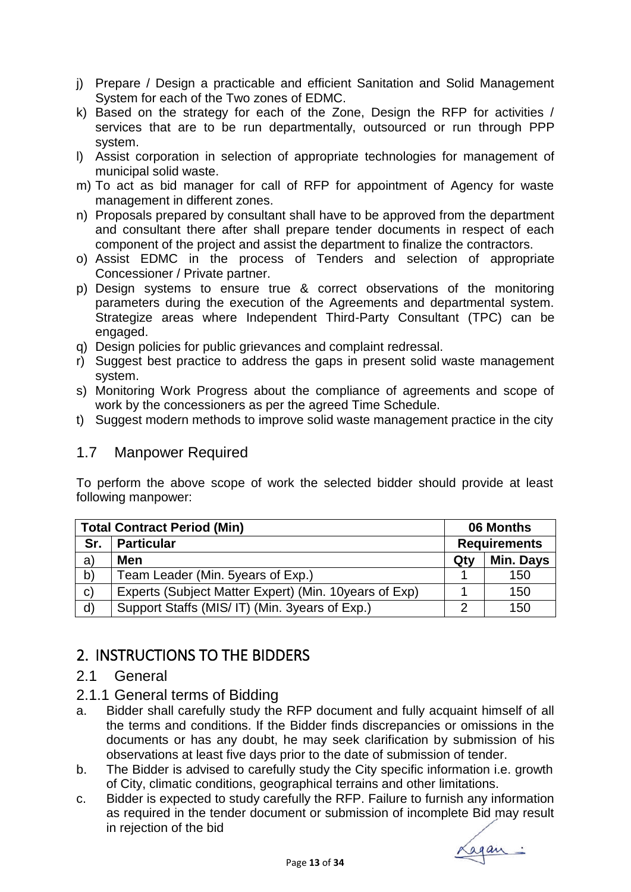j) Prepare / Design a practicable and efficient Sanitation and Solid Management System for each of the Two zones of EDMC.
k) Based on the strategy for each of the Zone, Design the RFP for activities / services that are to be run departmentally, outsourced or run through PPP system.
l) Assist corporation in selection of appropriate technologies for management of municipal solid waste.
m) To act as bid manager for call of RFP for appointment of Agency for waste management in different zones.
n) Proposals prepared by consultant shall have to be approved from the department and consultant there after shall prepare tender documents in respect of each component of the project and assist the department to finalize the contractors.
o) Assist EDMC in the process of Tenders and selection of appropriate Concessioner / Private partner.
p) Design systems to ensure true & correct observations of the monitoring parameters during the execution of the Agreements and departmental system. Strategize areas where Independent Third-Party Consultant (TPC) can be engaged.
q) Design policies for public grievances and complaint redressal.
r) Suggest best practice to address the gaps in present solid waste management system.
s) Monitoring Work Progress about the compliance of agreements and scope of work by the concessioners as per the agreed Time Schedule.
t) Suggest modern methods to improve solid waste management practice in the city

### 1.7 Manpower Required

To perform the above scope of work the selected bidder should provide at least following manpower:

| **Total Contract Period (Min)** | | **06 Months** | |
|---|---|---|---|
| **Sr.** | **Particular** | **Requirements** | |
| a) | **Men** | **Qty** | **Min. Days** |
| b) | Team Leader (Min. 5years of Exp.) | 1 | 150 |
| c) | Experts (Subject Matter Expert) (Min. 10years of Exp) | 1 | 150 |
| d) | Support Staffs (MIS/ IT) (Min. 3years of Exp.) | 2 | 150 |

## 2. INSTRUCTIONS TO THE BIDDERS

### 2.1 General

#### 2.1.1 General terms of Bidding

a. Bidder shall carefully study the RFP document and fully acquaint himself of all the terms and conditions. If the Bidder finds discrepancies or omissions in the documents or has any doubt, he may seek clarification by submission of his observations at least five days prior to the date of submission of tender.
b. The Bidder is advised to carefully study the City specific information i.e. growth of City, climatic conditions, geographical terrains and other limitations.
c. Bidder is expected to study carefully the RFP. Failure to furnish any information as required in the tender document or submission of incomplete Bid may result in rejection of the bid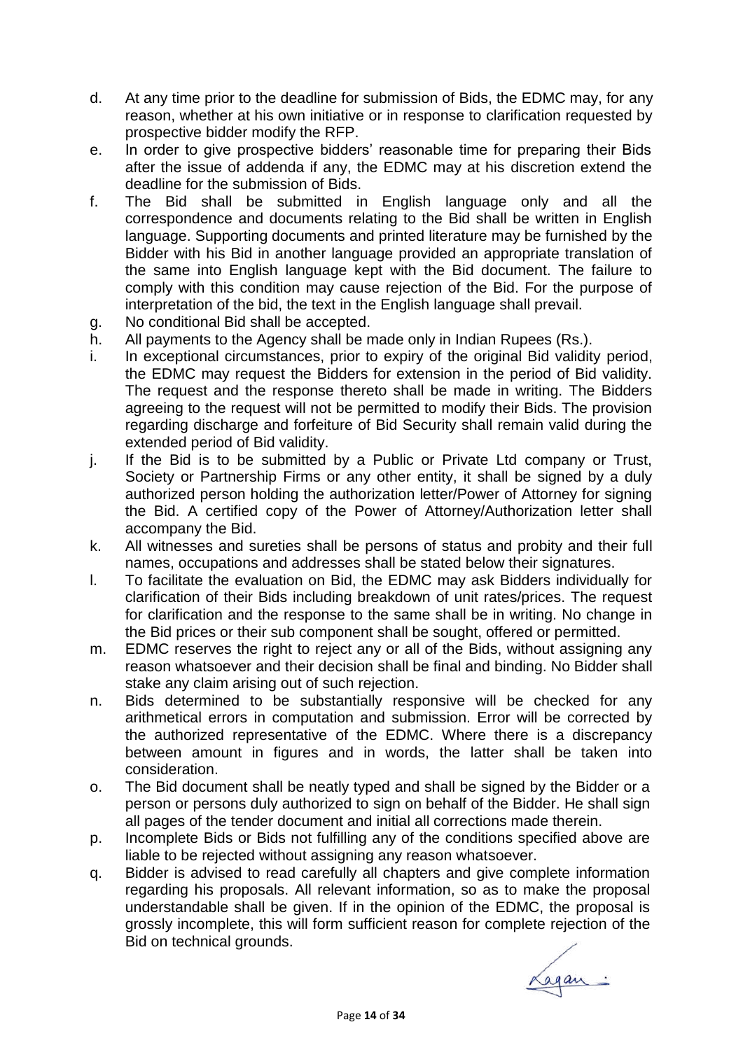d. At any time prior to the deadline for submission of Bids, the EDMC may, for any reason, whether at his own initiative or in response to clarification requested by prospective bidder modify the RFP.

e. In order to give prospective bidders' reasonable time for preparing their Bids after the issue of addenda if any, the EDMC may at his discretion extend the deadline for the submission of Bids.

f. The Bid shall be submitted in English language only and all the correspondence and documents relating to the Bid shall be written in English language. Supporting documents and printed literature may be furnished by the Bidder with his Bid in another language provided an appropriate translation of the same into English language kept with the Bid document. The failure to comply with this condition may cause rejection of the Bid. For the purpose of interpretation of the bid, the text in the English language shall prevail.

g. No conditional Bid shall be accepted.

h. All payments to the Agency shall be made only in Indian Rupees (Rs.).

i. In exceptional circumstances, prior to expiry of the original Bid validity period, the EDMC may request the Bidders for extension in the period of Bid validity. The request and the response thereto shall be made in writing. The Bidders agreeing to the request will not be permitted to modify their Bids. The provision regarding discharge and forfeiture of Bid Security shall remain valid during the extended period of Bid validity.

j. If the Bid is to be submitted by a Public or Private Ltd company or Trust, Society or Partnership Firms or any other entity, it shall be signed by a duly authorized person holding the authorization letter/Power of Attorney for signing the Bid. A certified copy of the Power of Attorney/Authorization letter shall accompany the Bid.

k. All witnesses and sureties shall be persons of status and probity and their full names, occupations and addresses shall be stated below their signatures.

l. To facilitate the evaluation on Bid, the EDMC may ask Bidders individually for clarification of their Bids including breakdown of unit rates/prices. The request for clarification and the response to the same shall be in writing. No change in the Bid prices or their sub component shall be sought, offered or permitted.

m. EDMC reserves the right to reject any or all of the Bids, without assigning any reason whatsoever and their decision shall be final and binding. No Bidder shall stake any claim arising out of such rejection.

n. Bids determined to be substantially responsive will be checked for any arithmetical errors in computation and submission. Error will be corrected by the authorized representative of the EDMC. Where there is a discrepancy between amount in figures and in words, the latter shall be taken into consideration.

o. The Bid document shall be neatly typed and shall be signed by the Bidder or a person or persons duly authorized to sign on behalf of the Bidder. He shall sign all pages of the tender document and initial all corrections made therein.

p. Incomplete Bids or Bids not fulfilling any of the conditions specified above are liable to be rejected without assigning any reason whatsoever.

q. Bidder is advised to read carefully all chapters and give complete information regarding his proposals. All relevant information, so as to make the proposal understandable shall be given. If in the opinion of the EDMC, the proposal is grossly incomplete, this will form sufficient reason for complete rejection of the Bid on technical grounds.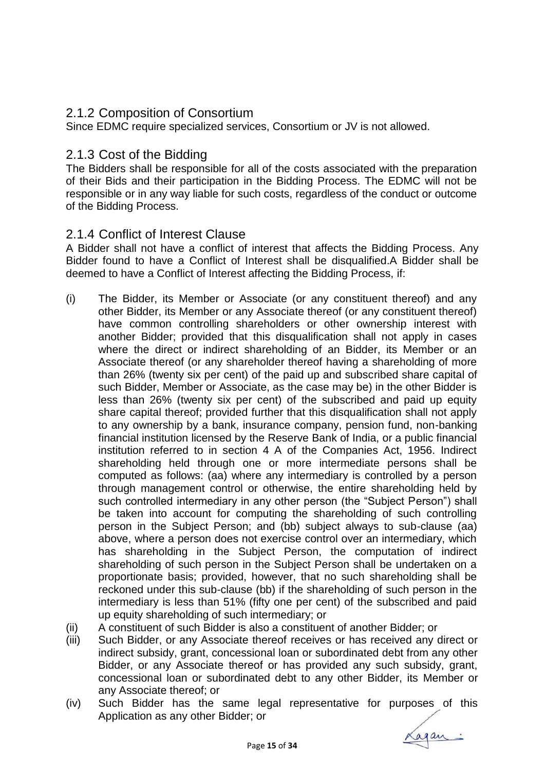## 2.1.2 Composition of Consortium

Since EDMC require specialized services, Consortium or JV is not allowed.

## 2.1.3 Cost of the Bidding

The Bidders shall be responsible for all of the costs associated with the preparation of their Bids and their participation in the Bidding Process. The EDMC will not be responsible or in any way liable for such costs, regardless of the conduct or outcome of the Bidding Process.

## 2.1.4 Conflict of Interest Clause

A Bidder shall not have a conflict of interest that affects the Bidding Process. Any Bidder found to have a Conflict of Interest shall be disqualified.A Bidder shall be deemed to have a Conflict of Interest affecting the Bidding Process, if:

(i) The Bidder, its Member or Associate (or any constituent thereof) and any other Bidder, its Member or any Associate thereof (or any constituent thereof) have common controlling shareholders or other ownership interest with another Bidder; provided that this disqualification shall not apply in cases where the direct or indirect shareholding of an Bidder, its Member or an Associate thereof (or any shareholder thereof having a shareholding of more than 26% (twenty six per cent) of the paid up and subscribed share capital of such Bidder, Member or Associate, as the case may be) in the other Bidder is less than 26% (twenty six per cent) of the subscribed and paid up equity share capital thereof; provided further that this disqualification shall not apply to any ownership by a bank, insurance company, pension fund, non-banking financial institution licensed by the Reserve Bank of India, or a public financial institution referred to in section 4 A of the Companies Act, 1956. Indirect shareholding held through one or more intermediate persons shall be computed as follows: (aa) where any intermediary is controlled by a person through management control or otherwise, the entire shareholding held by such controlled intermediary in any other person (the "Subject Person") shall be taken into account for computing the shareholding of such controlling person in the Subject Person; and (bb) subject always to sub-clause (aa) above, where a person does not exercise control over an intermediary, which has shareholding in the Subject Person, the computation of indirect shareholding of such person in the Subject Person shall be undertaken on a proportionate basis; provided, however, that no such shareholding shall be reckoned under this sub-clause (bb) if the shareholding of such person in the intermediary is less than 51% (fifty one per cent) of the subscribed and paid up equity shareholding of such intermediary; or

(ii) A constituent of such Bidder is also a constituent of another Bidder; or

(iii) Such Bidder, or any Associate thereof receives or has received any direct or indirect subsidy, grant, concessional loan or subordinated debt from any other Bidder, or any Associate thereof or has provided any such subsidy, grant, concessional loan or subordinated debt to any other Bidder, its Member or any Associate thereof; or

(iv) Such Bidder has the same legal representative for purposes of this Application as any other Bidder; or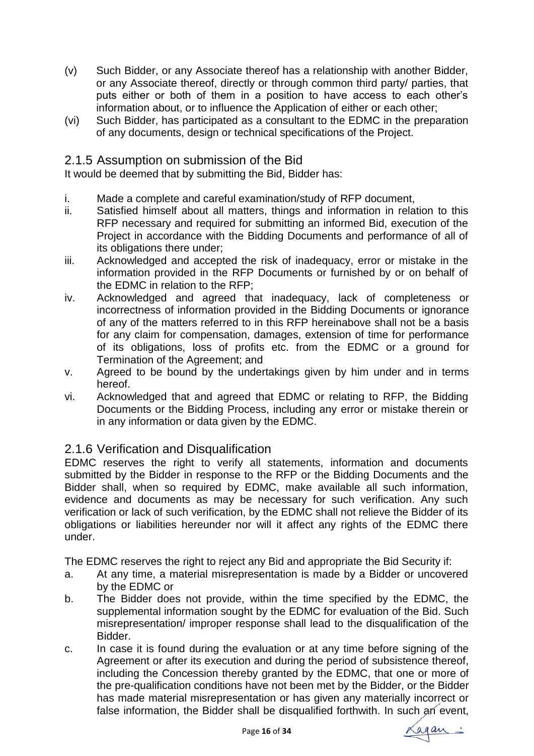(v) Such Bidder, or any Associate thereof has a relationship with another Bidder, or any Associate thereof, directly or through common third party/ parties, that puts either or both of them in a position to have access to each other's information about, or to influence the Application of either or each other;

(vi) Such Bidder, has participated as a consultant to the EDMC in the preparation of any documents, design or technical specifications of the Project.

### 2.1.5 Assumption on submission of the Bid

It would be deemed that by submitting the Bid, Bidder has:

i. Made a complete and careful examination/study of RFP document,

ii. Satisfied himself about all matters, things and information in relation to this RFP necessary and required for submitting an informed Bid, execution of the Project in accordance with the Bidding Documents and performance of all of its obligations there under;

iii. Acknowledged and accepted the risk of inadequacy, error or mistake in the information provided in the RFP Documents or furnished by or on behalf of the EDMC in relation to the RFP;

iv. Acknowledged and agreed that inadequacy, lack of completeness or incorrectness of information provided in the Bidding Documents or ignorance of any of the matters referred to in this RFP hereinabove shall not be a basis for any claim for compensation, damages, extension of time for performance of its obligations, loss of profits etc. from the EDMC or a ground for Termination of the Agreement; and

v. Agreed to be bound by the undertakings given by him under and in terms hereof.

vi. Acknowledged that and agreed that EDMC or relating to RFP, the Bidding Documents or the Bidding Process, including any error or mistake therein or in any information or data given by the EDMC.

### 2.1.6 Verification and Disqualification

EDMC reserves the right to verify all statements, information and documents submitted by the Bidder in response to the RFP or the Bidding Documents and the Bidder shall, when so required by EDMC, make available all such information, evidence and documents as may be necessary for such verification. Any such verification or lack of such verification, by the EDMC shall not relieve the Bidder of its obligations or liabilities hereunder nor will it affect any rights of the EDMC there under.

The EDMC reserves the right to reject any Bid and appropriate the Bid Security if:

a. At any time, a material misrepresentation is made by a Bidder or uncovered by the EDMC or

b. The Bidder does not provide, within the time specified by the EDMC, the supplemental information sought by the EDMC for evaluation of the Bid. Such misrepresentation/ improper response shall lead to the disqualification of the Bidder.

c. In case it is found during the evaluation or at any time before signing of the Agreement or after its execution and during the period of subsistence thereof, including the Concession thereby granted by the EDMC, that one or more of the pre-qualification conditions have not been met by the Bidder, or the Bidder has made material misrepresentation or has given any materially incorrect or false information, the Bidder shall be disqualified forthwith. In such an event,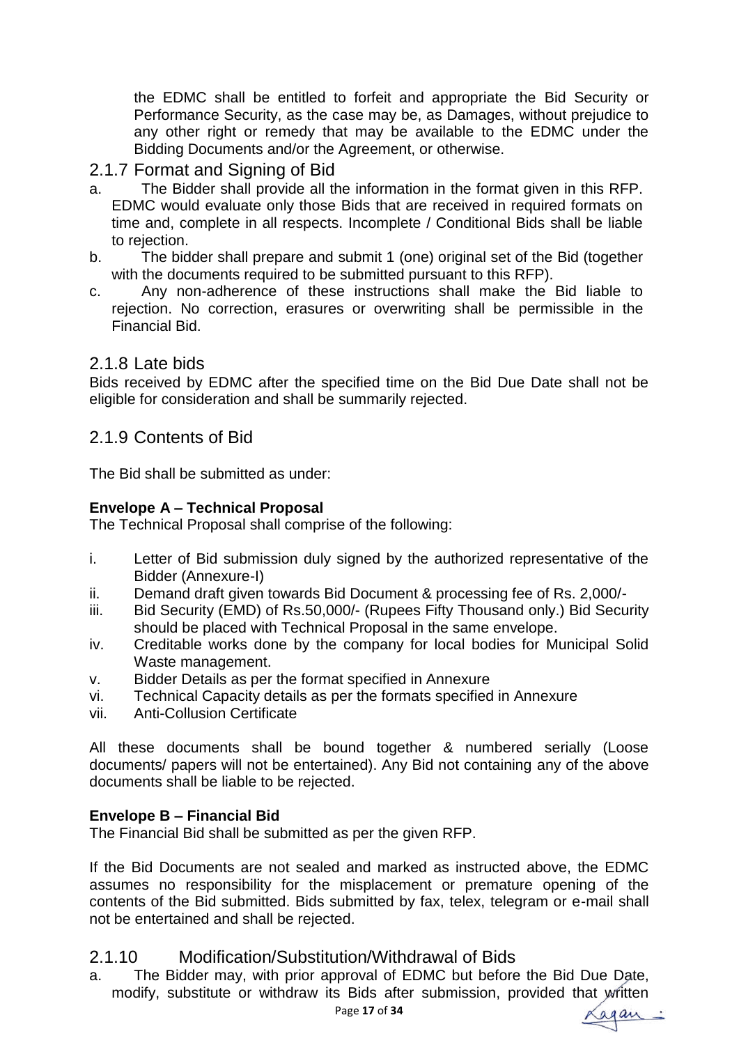the EDMC shall be entitled to forfeit and appropriate the Bid Security or Performance Security, as the case may be, as Damages, without prejudice to any other right or remedy that may be available to the EDMC under the Bidding Documents and/or the Agreement, or otherwise.

### 2.1.7 Format and Signing of Bid

a. The Bidder shall provide all the information in the format given in this RFP. EDMC would evaluate only those Bids that are received in required formats on time and, complete in all respects. Incomplete / Conditional Bids shall be liable to rejection.

b. The bidder shall prepare and submit 1 (one) original set of the Bid (together with the documents required to be submitted pursuant to this RFP).

c. Any non-adherence of these instructions shall make the Bid liable to rejection. No correction, erasures or overwriting shall be permissible in the Financial Bid.

### 2.1.8 Late bids

Bids received by EDMC after the specified time on the Bid Due Date shall not be eligible for consideration and shall be summarily rejected.

### 2.1.9 Contents of Bid

The Bid shall be submitted as under:

**Envelope A – Technical Proposal**

The Technical Proposal shall comprise of the following:

i. Letter of Bid submission duly signed by the authorized representative of the Bidder (Annexure-I)
ii. Demand draft given towards Bid Document & processing fee of Rs. 2,000/-
iii. Bid Security (EMD) of Rs.50,000/- (Rupees Fifty Thousand only.) Bid Security should be placed with Technical Proposal in the same envelope.
iv. Creditable works done by the company for local bodies for Municipal Solid Waste management.
v. Bidder Details as per the format specified in Annexure
vi. Technical Capacity details as per the formats specified in Annexure
vii. Anti-Collusion Certificate

All these documents shall be bound together & numbered serially (Loose documents/ papers will not be entertained). Any Bid not containing any of the above documents shall be liable to be rejected.

**Envelope B – Financial Bid**

The Financial Bid shall be submitted as per the given RFP.

If the Bid Documents are not sealed and marked as instructed above, the EDMC assumes no responsibility for the misplacement or premature opening of the contents of the Bid submitted. Bids submitted by fax, telex, telegram or e-mail shall not be entertained and shall be rejected.

### 2.1.10 Modification/Substitution/Withdrawal of Bids

a. The Bidder may, with prior approval of EDMC but before the Bid Due Date, modify, substitute or withdraw its Bids after submission, provided that written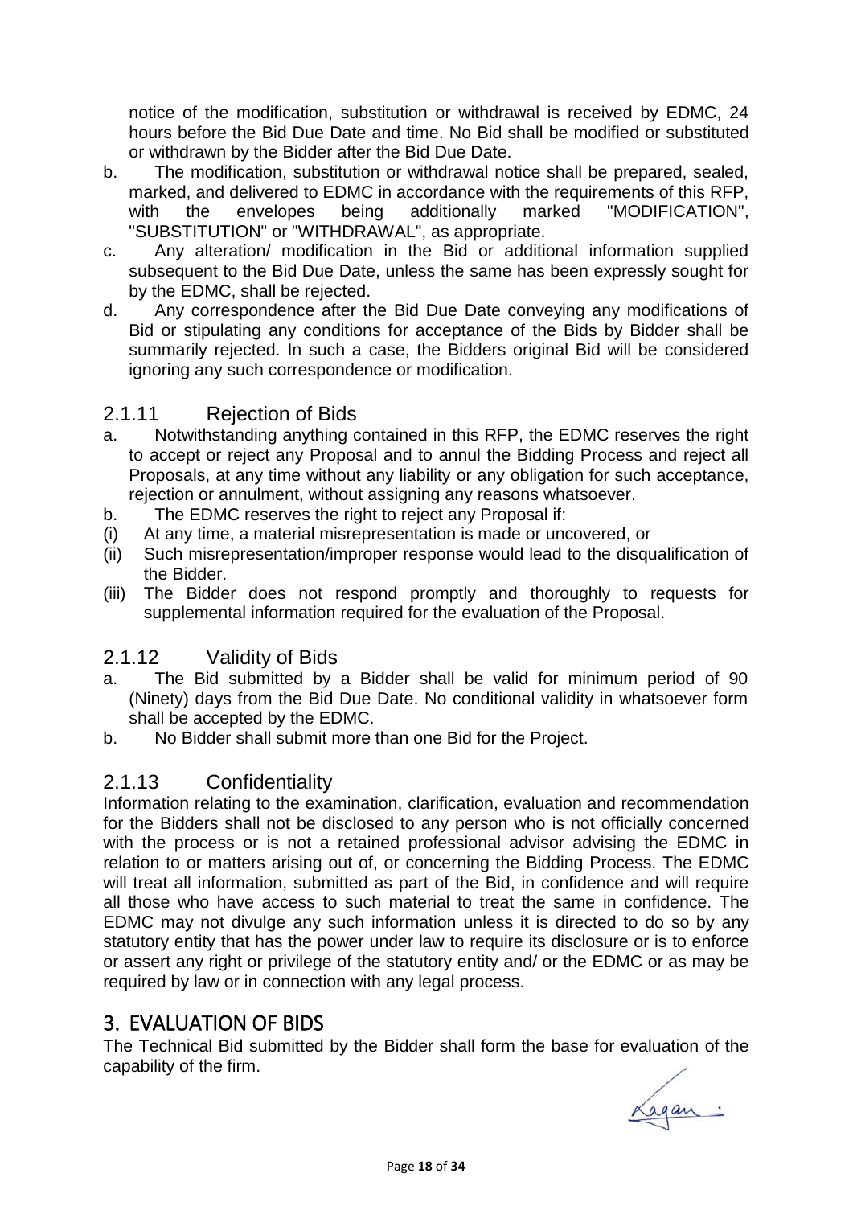notice of the modification, substitution or withdrawal is received by EDMC, 24 hours before the Bid Due Date and time. No Bid shall be modified or substituted or withdrawn by the Bidder after the Bid Due Date.

b. The modification, substitution or withdrawal notice shall be prepared, sealed, marked, and delivered to EDMC in accordance with the requirements of this RFP, with the envelopes being additionally marked "MODIFICATION", "SUBSTITUTION" or "WITHDRAWAL", as appropriate.

c. Any alteration/ modification in the Bid or additional information supplied subsequent to the Bid Due Date, unless the same has been expressly sought for by the EDMC, shall be rejected.

d. Any correspondence after the Bid Due Date conveying any modifications of Bid or stipulating any conditions for acceptance of the Bids by Bidder shall be summarily rejected. In such a case, the Bidders original Bid will be considered ignoring any such correspondence or modification.

### 2.1.11 Rejection of Bids

a. Notwithstanding anything contained in this RFP, the EDMC reserves the right to accept or reject any Proposal and to annul the Bidding Process and reject all Proposals, at any time without any liability or any obligation for such acceptance, rejection or annulment, without assigning any reasons whatsoever.

b. The EDMC reserves the right to reject any Proposal if:

(i) At any time, a material misrepresentation is made or uncovered, or

(ii) Such misrepresentation/improper response would lead to the disqualification of the Bidder.

(iii) The Bidder does not respond promptly and thoroughly to requests for supplemental information required for the evaluation of the Proposal.

### 2.1.12 Validity of Bids

a. The Bid submitted by a Bidder shall be valid for minimum period of 90 (Ninety) days from the Bid Due Date. No conditional validity in whatsoever form shall be accepted by the EDMC.

b. No Bidder shall submit more than one Bid for the Project.

### 2.1.13 Confidentiality

Information relating to the examination, clarification, evaluation and recommendation for the Bidders shall not be disclosed to any person who is not officially concerned with the process or is not a retained professional advisor advising the EDMC in relation to or matters arising out of, or concerning the Bidding Process. The EDMC will treat all information, submitted as part of the Bid, in confidence and will require all those who have access to such material to treat the same in confidence. The EDMC may not divulge any such information unless it is directed to do so by any statutory entity that has the power under law to require its disclosure or is to enforce or assert any right or privilege of the statutory entity and/ or the EDMC or as may be required by law or in connection with any legal process.

## 3. EVALUATION OF BIDS

The Technical Bid submitted by the Bidder shall form the base for evaluation of the capability of the firm.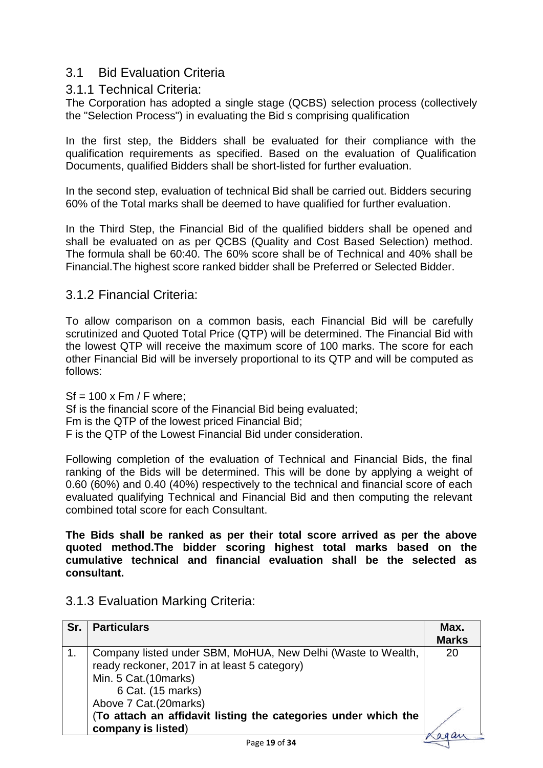## 3.1 Bid Evaluation Criteria

### 3.1.1 Technical Criteria:

The Corporation has adopted a single stage (QCBS) selection process (collectively the "Selection Process") in evaluating the Bid s comprising qualification

In the first step, the Bidders shall be evaluated for their compliance with the qualification requirements as specified. Based on the evaluation of Qualification Documents, qualified Bidders shall be short-listed for further evaluation.

In the second step, evaluation of technical Bid shall be carried out. Bidders securing 60% of the Total marks shall be deemed to have qualified for further evaluation.

In the Third Step, the Financial Bid of the qualified bidders shall be opened and shall be evaluated on as per QCBS (Quality and Cost Based Selection) method. The formula shall be 60:40. The 60% score shall be of Technical and 40% shall be Financial.The highest score ranked bidder shall be Preferred or Selected Bidder.

### 3.1.2 Financial Criteria:

To allow comparison on a common basis, each Financial Bid will be carefully scrutinized and Quoted Total Price (QTP) will be determined. The Financial Bid with the lowest QTP will receive the maximum score of 100 marks. The score for each other Financial Bid will be inversely proportional to its QTP and will be computed as follows:

$Sf = 100 \times Fm / F$ where;
Sf is the financial score of the Financial Bid being evaluated;
Fm is the QTP of the lowest priced Financial Bid;
F is the QTP of the Lowest Financial Bid under consideration.

Following completion of the evaluation of Technical and Financial Bids, the final ranking of the Bids will be determined. This will be done by applying a weight of 0.60 (60%) and 0.40 (40%) respectively to the technical and financial score of each evaluated qualifying Technical and Financial Bid and then computing the relevant combined total score for each Consultant.

**The Bids shall be ranked as per their total score arrived as per the above quoted method.The bidder scoring highest total marks based on the cumulative technical and financial evaluation shall be the selected as consultant.**

### 3.1.3 Evaluation Marking Criteria:

| Sr. | Particulars | Max. Marks |
|---|---|---|
| 1. | Company listed under SBM, MoHUA, New Delhi (Waste to Wealth, ready reckoner, 2017 in at least 5 category)<br>Min. 5 Cat.(10marks)<br>6 Cat. (15 marks)<br>Above 7 Cat.(20marks)<br>(**To attach an affidavit listing the categories under which the company is listed**) | 20 |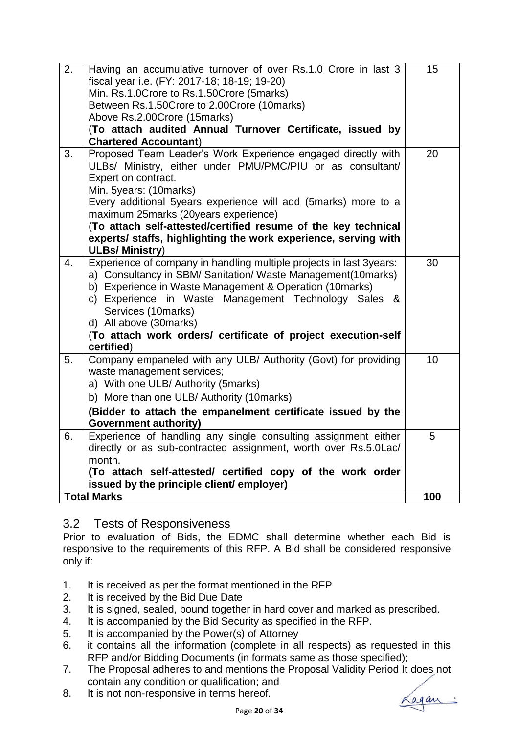| | | |
|---|---|---|
| 2. | Having an accumulative turnover of over Rs.1.0 Crore in last 3 fiscal year i.e. (FY: 2017-18; 18-19; 19-20)<br>Min. Rs.1.0Crore to Rs.1.50Crore (5marks)<br>Between Rs.1.50Crore to 2.00Crore (10marks)<br>Above Rs.2.00Crore (15marks)<br>(**To attach audited Annual Turnover Certificate, issued by Chartered Accountant**) | 15 |
| 3. | Proposed Team Leader's Work Experience engaged directly with ULBs/ Ministry, either under PMU/PMC/PIU or as consultant/ Expert on contract.<br>Min. 5years: (10marks)<br>Every additional 5years experience will add (5marks) more to a maximum 25marks (20years experience)<br>(**To attach self-attested/certified resume of the key technical experts/ staffs, highlighting the work experience, serving with ULBs/ Ministry**) | 20 |
| 4. | Experience of company in handling multiple projects in last 3years:<br>a) Consultancy in SBM/ Sanitation/ Waste Management(10marks)<br>b) Experience in Waste Management & Operation (10marks)<br>c) Experience in Waste Management Technology Sales & Services (10marks)<br>d) All above (30marks)<br>(**To attach work orders/ certificate of project execution-self certified**) | 30 |
| 5. | Company empaneled with any ULB/ Authority (Govt) for providing waste management services;<br>a) With one ULB/ Authority (5marks)<br>b) More than one ULB/ Authority (10marks)<br>**(Bidder to attach the empanelment certificate issued by the Government authority)** | 10 |
| 6. | Experience of handling any single consulting assignment either directly or as sub-contracted assignment, worth over Rs.5.0Lac/ month.<br>**(To attach self-attested/ certified copy of the work order issued by the principle client/ employer)** | 5 |
| **Total Marks** | | **100** |

## 3.2 Tests of Responsiveness

Prior to evaluation of Bids, the EDMC shall determine whether each Bid is responsive to the requirements of this RFP. A Bid shall be considered responsive only if:

1. It is received as per the format mentioned in the RFP
2. It is received by the Bid Due Date
3. It is signed, sealed, bound together in hard cover and marked as prescribed.
4. It is accompanied by the Bid Security as specified in the RFP.
5. It is accompanied by the Power(s) of Attorney
6. it contains all the information (complete in all respects) as requested in this RFP and/or Bidding Documents (in formats same as those specified);
7. The Proposal adheres to and mentions the Proposal Validity Period It does not contain any condition or qualification; and
8. It is not non-responsive in terms hereof.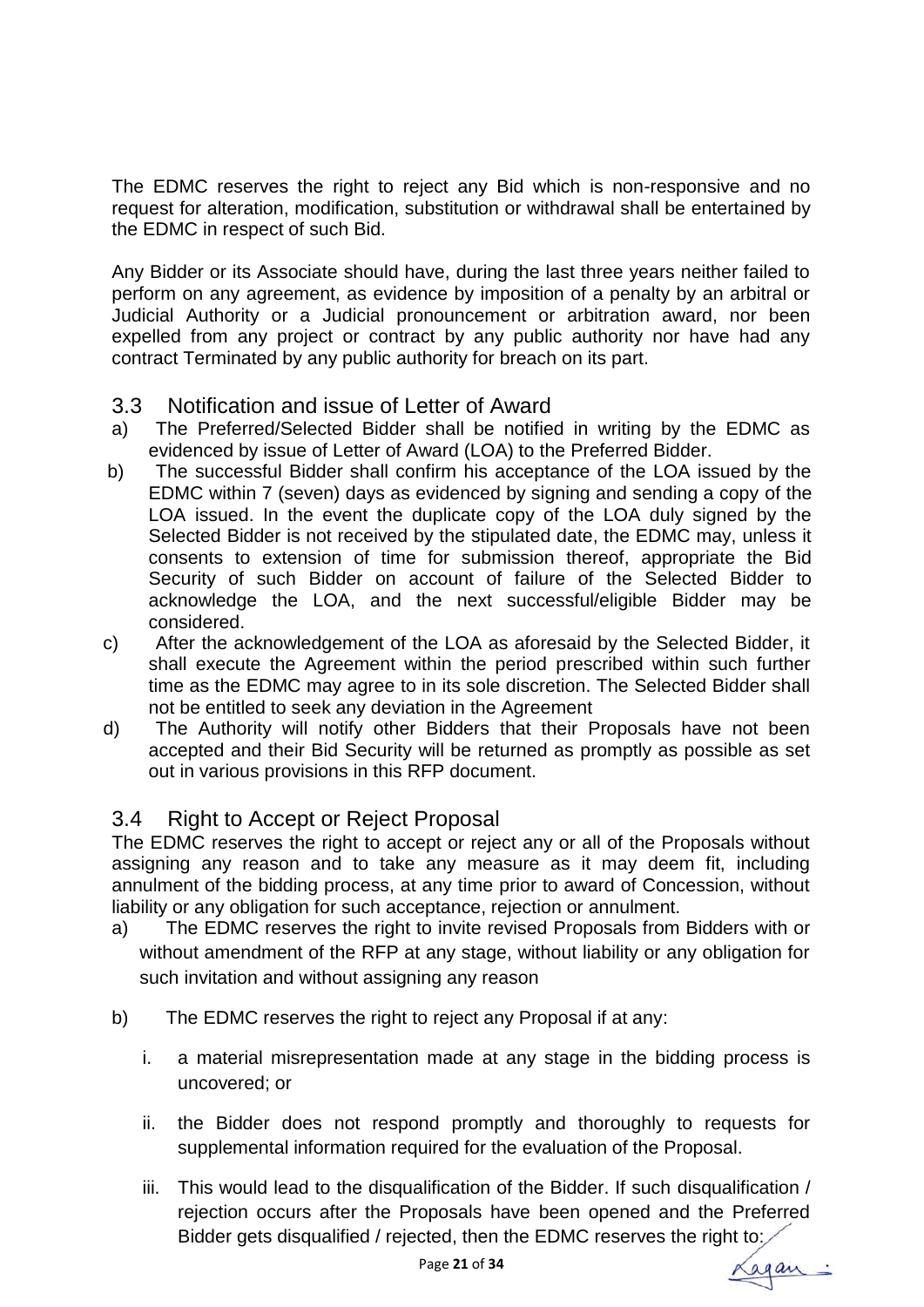The EDMC reserves the right to reject any Bid which is non-responsive and no request for alteration, modification, substitution or withdrawal shall be entertained by the EDMC in respect of such Bid.

Any Bidder or its Associate should have, during the last three years neither failed to perform on any agreement, as evidence by imposition of a penalty by an arbitral or Judicial Authority or a Judicial pronouncement or arbitration award, nor been expelled from any project or contract by any public authority nor have had any contract Terminated by any public authority for breach on its part.

## 3.3 Notification and issue of Letter of Award

a) The Preferred/Selected Bidder shall be notified in writing by the EDMC as evidenced by issue of Letter of Award (LOA) to the Preferred Bidder.

b) The successful Bidder shall confirm his acceptance of the LOA issued by the EDMC within 7 (seven) days as evidenced by signing and sending a copy of the LOA issued. In the event the duplicate copy of the LOA duly signed by the Selected Bidder is not received by the stipulated date, the EDMC may, unless it consents to extension of time for submission thereof, appropriate the Bid Security of such Bidder on account of failure of the Selected Bidder to acknowledge the LOA, and the next successful/eligible Bidder may be considered.

c) After the acknowledgement of the LOA as aforesaid by the Selected Bidder, it shall execute the Agreement within the period prescribed within such further time as the EDMC may agree to in its sole discretion. The Selected Bidder shall not be entitled to seek any deviation in the Agreement

d) The Authority will notify other Bidders that their Proposals have not been accepted and their Bid Security will be returned as promptly as possible as set out in various provisions in this RFP document.

## 3.4 Right to Accept or Reject Proposal

The EDMC reserves the right to accept or reject any or all of the Proposals without assigning any reason and to take any measure as it may deem fit, including annulment of the bidding process, at any time prior to award of Concession, without liability or any obligation for such acceptance, rejection or annulment.

a) The EDMC reserves the right to invite revised Proposals from Bidders with or without amendment of the RFP at any stage, without liability or any obligation for such invitation and without assigning any reason

b) The EDMC reserves the right to reject any Proposal if at any:

   i. a material misrepresentation made at any stage in the bidding process is uncovered; or

   ii. the Bidder does not respond promptly and thoroughly to requests for supplemental information required for the evaluation of the Proposal.

   iii. This would lead to the disqualification of the Bidder. If such disqualification / rejection occurs after the Proposals have been opened and the Preferred Bidder gets disqualified / rejected, then the EDMC reserves the right to: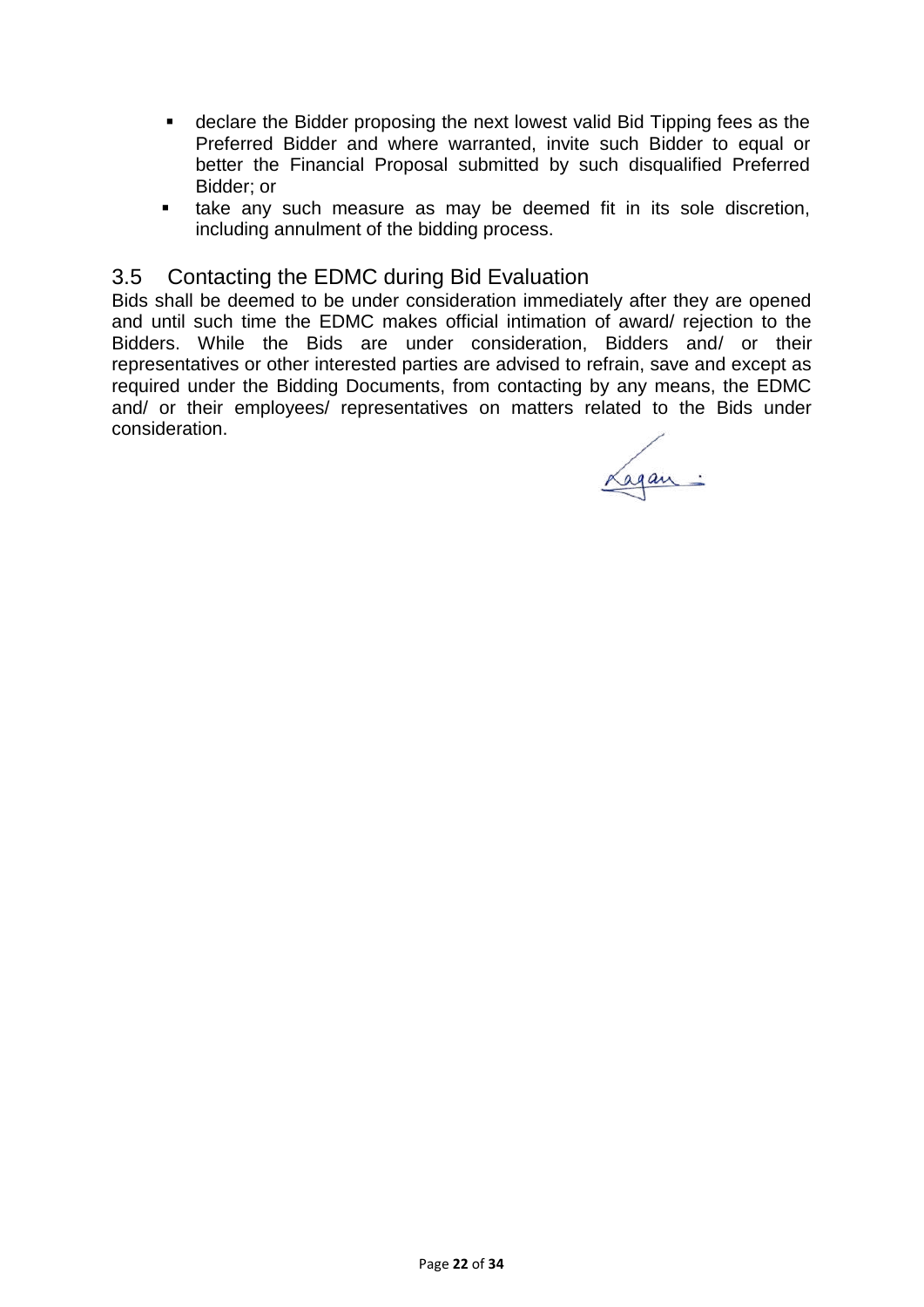- declare the Bidder proposing the next lowest valid Bid Tipping fees as the Preferred Bidder and where warranted, invite such Bidder to equal or better the Financial Proposal submitted by such disqualified Preferred Bidder; or
- take any such measure as may be deemed fit in its sole discretion, including annulment of the bidding process.

## 3.5 Contacting the EDMC during Bid Evaluation

Bids shall be deemed to be under consideration immediately after they are opened and until such time the EDMC makes official intimation of award/ rejection to the Bidders. While the Bids are under consideration, Bidders and/ or their representatives or other interested parties are advised to refrain, save and except as required under the Bidding Documents, from contacting by any means, the EDMC and/ or their employees/ representatives on matters related to the Bids under consideration.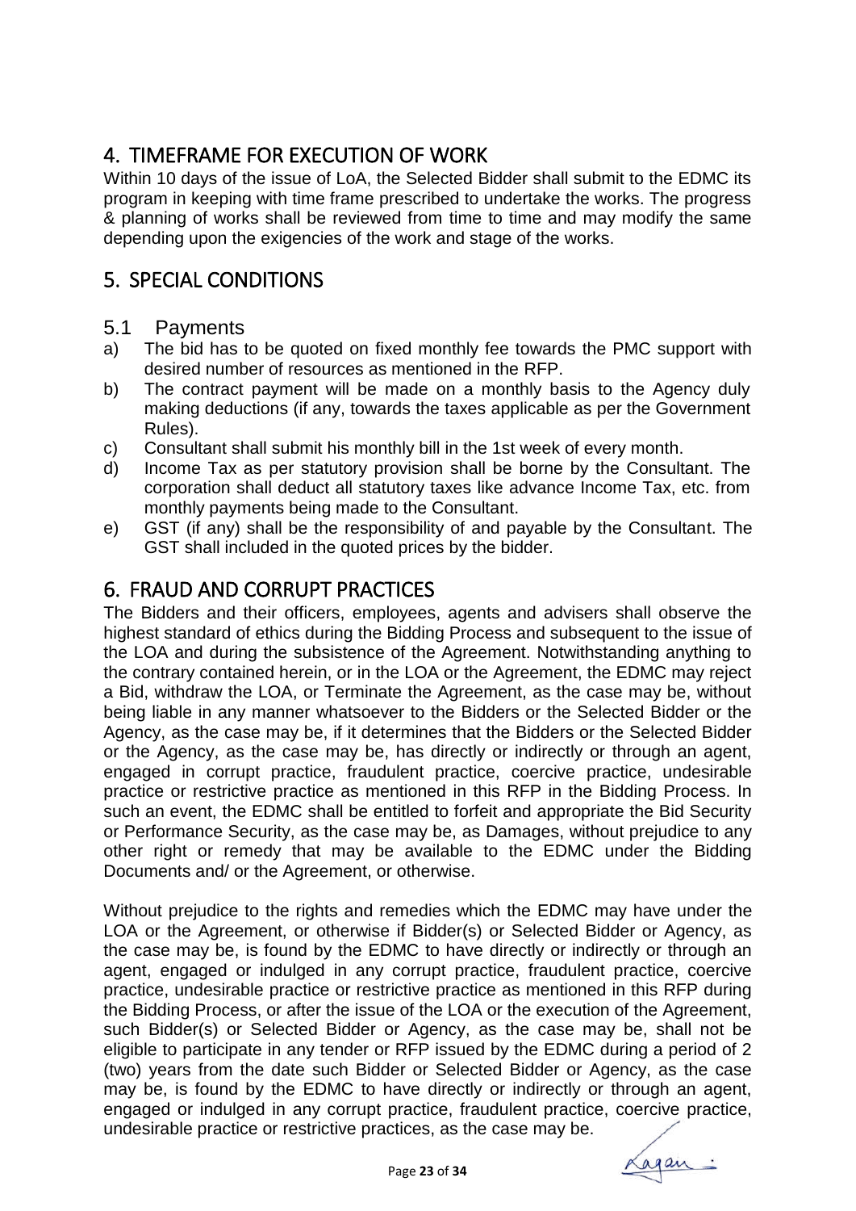## 4. TIMEFRAME FOR EXECUTION OF WORK

Within 10 days of the issue of LoA, the Selected Bidder shall submit to the EDMC its program in keeping with time frame prescribed to undertake the works. The progress & planning of works shall be reviewed from time to time and may modify the same depending upon the exigencies of the work and stage of the works.

## 5. SPECIAL CONDITIONS

### 5.1 Payments

a) The bid has to be quoted on fixed monthly fee towards the PMC support with desired number of resources as mentioned in the RFP.

b) The contract payment will be made on a monthly basis to the Agency duly making deductions (if any, towards the taxes applicable as per the Government Rules).

c) Consultant shall submit his monthly bill in the 1st week of every month.

d) Income Tax as per statutory provision shall be borne by the Consultant. The corporation shall deduct all statutory taxes like advance Income Tax, etc. from monthly payments being made to the Consultant.

e) GST (if any) shall be the responsibility of and payable by the Consultant. The GST shall included in the quoted prices by the bidder.

## 6. FRAUD AND CORRUPT PRACTICES

The Bidders and their officers, employees, agents and advisers shall observe the highest standard of ethics during the Bidding Process and subsequent to the issue of the LOA and during the subsistence of the Agreement. Notwithstanding anything to the contrary contained herein, or in the LOA or the Agreement, the EDMC may reject a Bid, withdraw the LOA, or Terminate the Agreement, as the case may be, without being liable in any manner whatsoever to the Bidders or the Selected Bidder or the Agency, as the case may be, if it determines that the Bidders or the Selected Bidder or the Agency, as the case may be, has directly or indirectly or through an agent, engaged in corrupt practice, fraudulent practice, coercive practice, undesirable practice or restrictive practice as mentioned in this RFP in the Bidding Process. In such an event, the EDMC shall be entitled to forfeit and appropriate the Bid Security or Performance Security, as the case may be, as Damages, without prejudice to any other right or remedy that may be available to the EDMC under the Bidding Documents and/ or the Agreement, or otherwise.

Without prejudice to the rights and remedies which the EDMC may have under the LOA or the Agreement, or otherwise if Bidder(s) or Selected Bidder or Agency, as the case may be, is found by the EDMC to have directly or indirectly or through an agent, engaged or indulged in any corrupt practice, fraudulent practice, coercive practice, undesirable practice or restrictive practice as mentioned in this RFP during the Bidding Process, or after the issue of the LOA or the execution of the Agreement, such Bidder(s) or Selected Bidder or Agency, as the case may be, shall not be eligible to participate in any tender or RFP issued by the EDMC during a period of 2 (two) years from the date such Bidder or Selected Bidder or Agency, as the case may be, is found by the EDMC to have directly or indirectly or through an agent, engaged or indulged in any corrupt practice, fraudulent practice, coercive practice, undesirable practice or restrictive practices, as the case may be.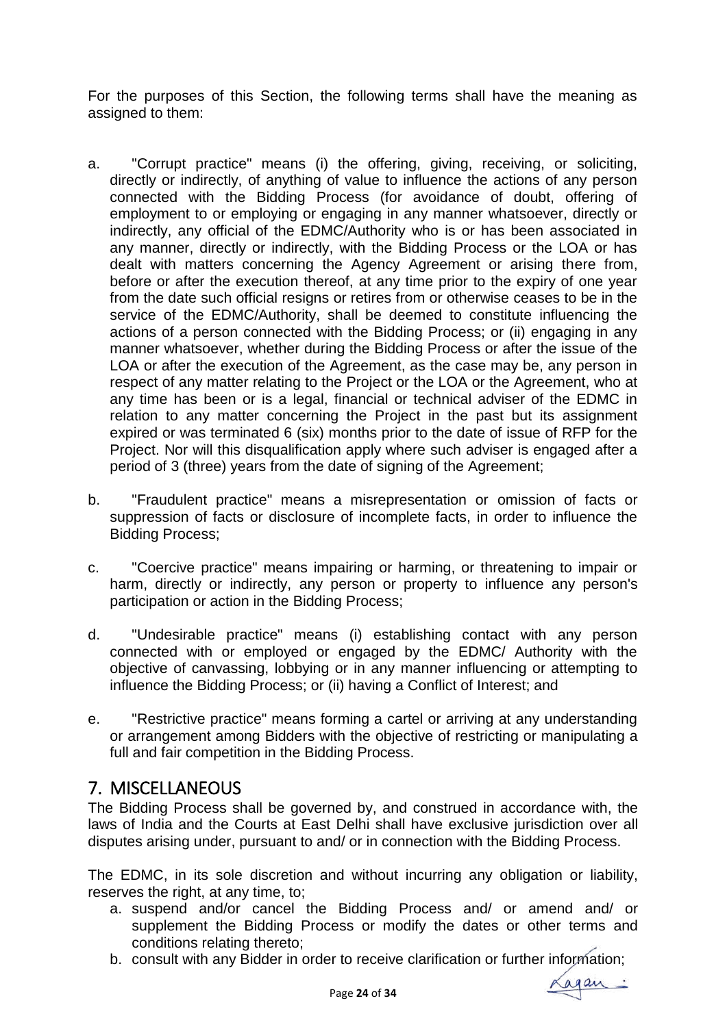For the purposes of this Section, the following terms shall have the meaning as assigned to them:

a. "Corrupt practice" means (i) the offering, giving, receiving, or soliciting, directly or indirectly, of anything of value to influence the actions of any person connected with the Bidding Process (for avoidance of doubt, offering of employment to or employing or engaging in any manner whatsoever, directly or indirectly, any official of the EDMC/Authority who is or has been associated in any manner, directly or indirectly, with the Bidding Process or the LOA or has dealt with matters concerning the Agency Agreement or arising there from, before or after the execution thereof, at any time prior to the expiry of one year from the date such official resigns or retires from or otherwise ceases to be in the service of the EDMC/Authority, shall be deemed to constitute influencing the actions of a person connected with the Bidding Process; or (ii) engaging in any manner whatsoever, whether during the Bidding Process or after the issue of the LOA or after the execution of the Agreement, as the case may be, any person in respect of any matter relating to the Project or the LOA or the Agreement, who at any time has been or is a legal, financial or technical adviser of the EDMC in relation to any matter concerning the Project in the past but its assignment expired or was terminated 6 (six) months prior to the date of issue of RFP for the Project. Nor will this disqualification apply where such adviser is engaged after a period of 3 (three) years from the date of signing of the Agreement;

b. "Fraudulent practice" means a misrepresentation or omission of facts or suppression of facts or disclosure of incomplete facts, in order to influence the Bidding Process;

c. "Coercive practice" means impairing or harming, or threatening to impair or harm, directly or indirectly, any person or property to influence any person's participation or action in the Bidding Process;

d. "Undesirable practice" means (i) establishing contact with any person connected with or employed or engaged by the EDMC/ Authority with the objective of canvassing, lobbying or in any manner influencing or attempting to influence the Bidding Process; or (ii) having a Conflict of Interest; and

e. "Restrictive practice" means forming a cartel or arriving at any understanding or arrangement among Bidders with the objective of restricting or manipulating a full and fair competition in the Bidding Process.

## 7. MISCELLANEOUS

The Bidding Process shall be governed by, and construed in accordance with, the laws of India and the Courts at East Delhi shall have exclusive jurisdiction over all disputes arising under, pursuant to and/ or in connection with the Bidding Process.

The EDMC, in its sole discretion and without incurring any obligation or liability, reserves the right, at any time, to;

a. suspend and/or cancel the Bidding Process and/ or amend and/ or supplement the Bidding Process or modify the dates or other terms and conditions relating thereto;
b. consult with any Bidder in order to receive clarification or further information;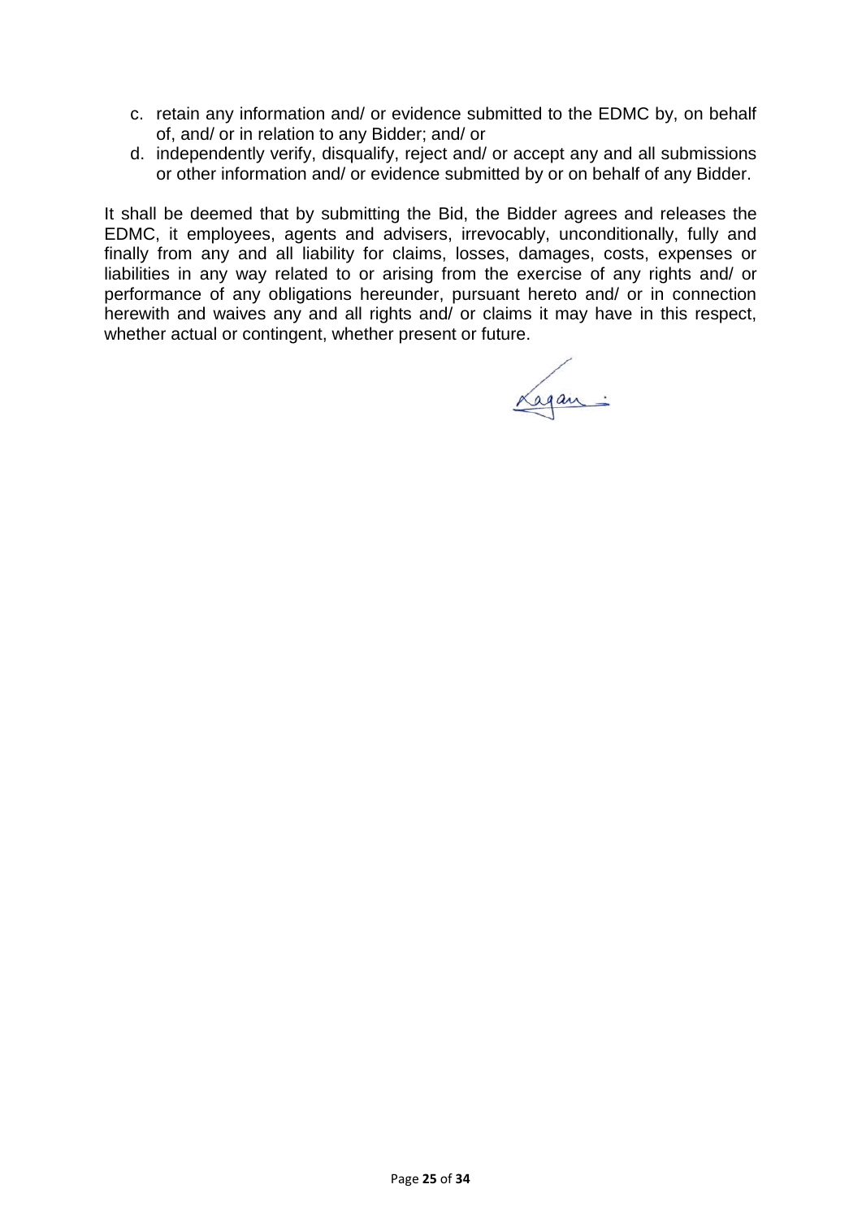c. retain any information and/ or evidence submitted to the EDMC by, on behalf of, and/ or in relation to any Bidder; and/ or
d. independently verify, disqualify, reject and/ or accept any and all submissions or other information and/ or evidence submitted by or on behalf of any Bidder.

It shall be deemed that by submitting the Bid, the Bidder agrees and releases the EDMC, it employees, agents and advisers, irrevocably, unconditionally, fully and finally from any and all liability for claims, losses, damages, costs, expenses or liabilities in any way related to or arising from the exercise of any rights and/ or performance of any obligations hereunder, pursuant hereto and/ or in connection herewith and waives any and all rights and/ or claims it may have in this respect, whether actual or contingent, whether present or future.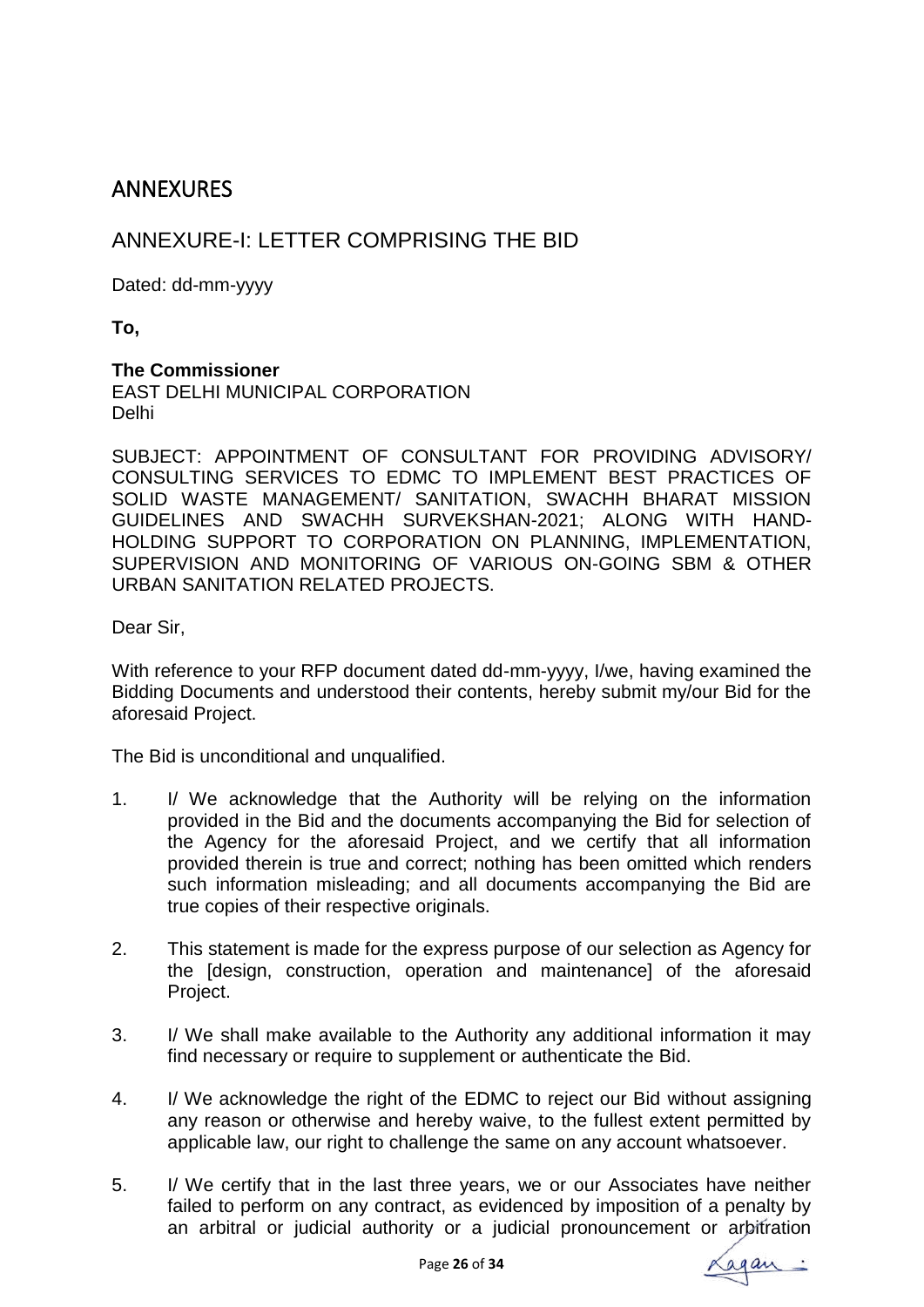# ANNEXURES

## ANNEXURE-I: LETTER COMPRISING THE BID

Dated: dd-mm-yyyy

**To,**

**The Commissioner**
EAST DELHI MUNICIPAL CORPORATION
Delhi

SUBJECT: APPOINTMENT OF CONSULTANT FOR PROVIDING ADVISORY/ CONSULTING SERVICES TO EDMC TO IMPLEMENT BEST PRACTICES OF SOLID WASTE MANAGEMENT/ SANITATION, SWACHH BHARAT MISSION GUIDELINES AND SWACHH SURVEKSHAN-2021; ALONG WITH HAND-HOLDING SUPPORT TO CORPORATION ON PLANNING, IMPLEMENTATION, SUPERVISION AND MONITORING OF VARIOUS ON-GOING SBM & OTHER URBAN SANITATION RELATED PROJECTS.

Dear Sir,

With reference to your RFP document dated dd-mm-yyyy, I/we, having examined the Bidding Documents and understood their contents, hereby submit my/our Bid for the aforesaid Project.

The Bid is unconditional and unqualified.

1. I/ We acknowledge that the Authority will be relying on the information provided in the Bid and the documents accompanying the Bid for selection of the Agency for the aforesaid Project, and we certify that all information provided therein is true and correct; nothing has been omitted which renders such information misleading; and all documents accompanying the Bid are true copies of their respective originals.

2. This statement is made for the express purpose of our selection as Agency for the [design, construction, operation and maintenance] of the aforesaid Project.

3. I/ We shall make available to the Authority any additional information it may find necessary or require to supplement or authenticate the Bid.

4. I/ We acknowledge the right of the EDMC to reject our Bid without assigning any reason or otherwise and hereby waive, to the fullest extent permitted by applicable law, our right to challenge the same on any account whatsoever.

5. I/ We certify that in the last three years, we or our Associates have neither failed to perform on any contract, as evidenced by imposition of a penalty by an arbitral or judicial authority or a judicial pronouncement or arbitration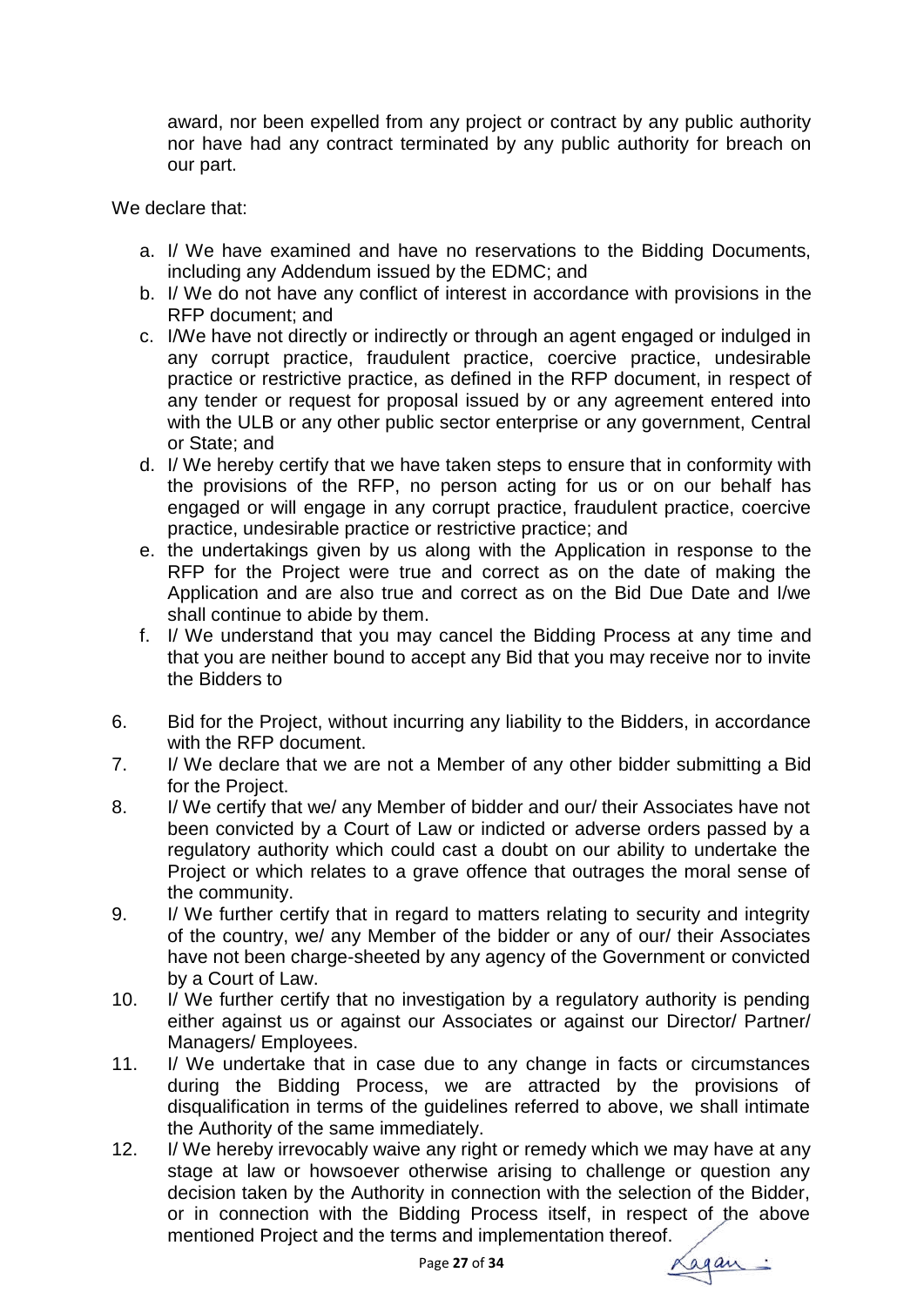award, nor been expelled from any project or contract by any public authority nor have had any contract terminated by any public authority for breach on our part.

We declare that:

a. I/ We have examined and have no reservations to the Bidding Documents, including any Addendum issued by the EDMC; and
b. I/ We do not have any conflict of interest in accordance with provisions in the RFP document; and
c. I/We have not directly or indirectly or through an agent engaged or indulged in any corrupt practice, fraudulent practice, coercive practice, undesirable practice or restrictive practice, as defined in the RFP document, in respect of any tender or request for proposal issued by or any agreement entered into with the ULB or any other public sector enterprise or any government, Central or State; and
d. I/ We hereby certify that we have taken steps to ensure that in conformity with the provisions of the RFP, no person acting for us or on our behalf has engaged or will engage in any corrupt practice, fraudulent practice, coercive practice, undesirable practice or restrictive practice; and
e. the undertakings given by us along with the Application in response to the RFP for the Project were true and correct as on the date of making the Application and are also true and correct as on the Bid Due Date and I/we shall continue to abide by them.
f. I/ We understand that you may cancel the Bidding Process at any time and that you are neither bound to accept any Bid that you may receive nor to invite the Bidders to

6. Bid for the Project, without incurring any liability to the Bidders, in accordance with the RFP document.
7. I/ We declare that we are not a Member of any other bidder submitting a Bid for the Project.
8. I/ We certify that we/ any Member of bidder and our/ their Associates have not been convicted by a Court of Law or indicted or adverse orders passed by a regulatory authority which could cast a doubt on our ability to undertake the Project or which relates to a grave offence that outrages the moral sense of the community.
9. I/ We further certify that in regard to matters relating to security and integrity of the country, we/ any Member of the bidder or any of our/ their Associates have not been charge-sheeted by any agency of the Government or convicted by a Court of Law.
10. I/ We further certify that no investigation by a regulatory authority is pending either against us or against our Associates or against our Director/ Partner/ Managers/ Employees.
11. I/ We undertake that in case due to any change in facts or circumstances during the Bidding Process, we are attracted by the provisions of disqualification in terms of the guidelines referred to above, we shall intimate the Authority of the same immediately.
12. I/ We hereby irrevocably waive any right or remedy which we may have at any stage at law or howsoever otherwise arising to challenge or question any decision taken by the Authority in connection with the selection of the Bidder, or in connection with the Bidding Process itself, in respect of the above mentioned Project and the terms and implementation thereof.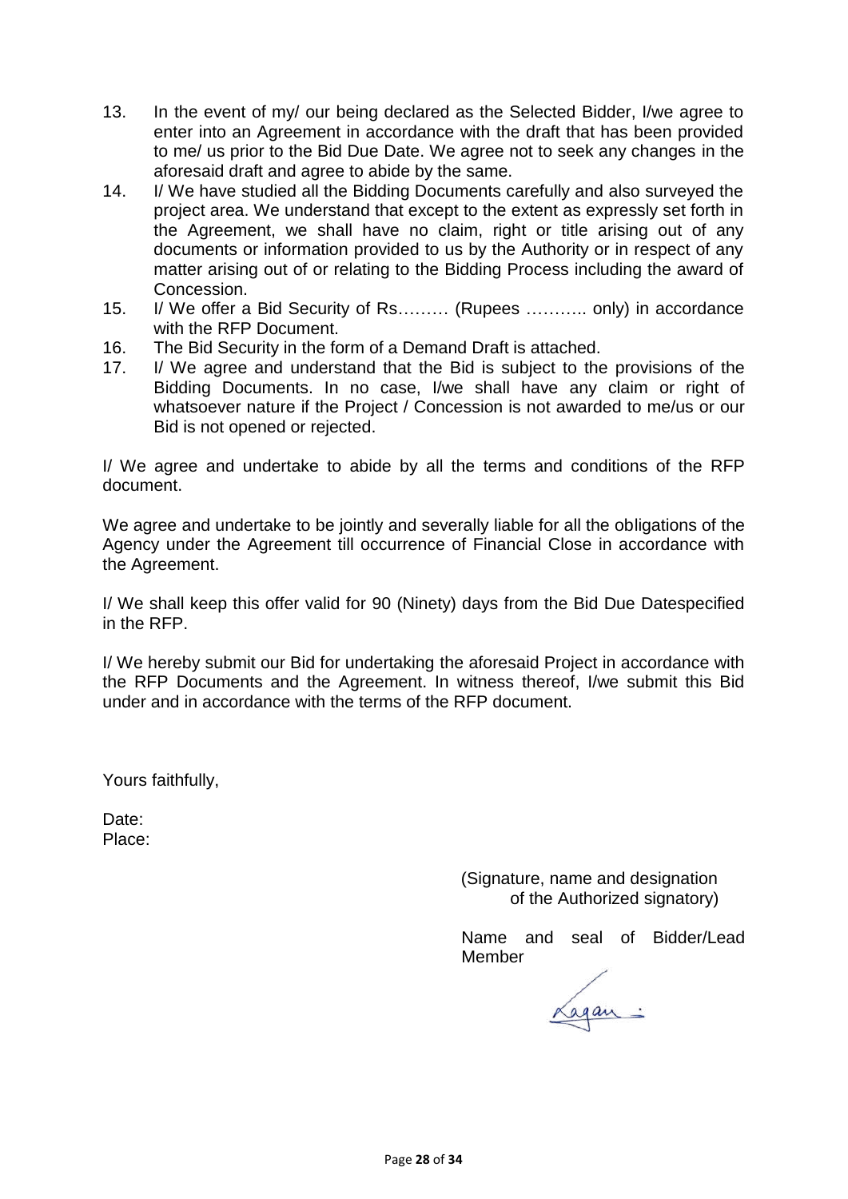13. In the event of my/ our being declared as the Selected Bidder, I/we agree to enter into an Agreement in accordance with the draft that has been provided to me/ us prior to the Bid Due Date. We agree not to seek any changes in the aforesaid draft and agree to abide by the same.
14. I/ We have studied all the Bidding Documents carefully and also surveyed the project area. We understand that except to the extent as expressly set forth in the Agreement, we shall have no claim, right or title arising out of any documents or information provided to us by the Authority or in respect of any matter arising out of or relating to the Bidding Process including the award of Concession.
15. I/ We offer a Bid Security of Rs……… (Rupees ……….. only) in accordance with the RFP Document.
16. The Bid Security in the form of a Demand Draft is attached.
17. I/ We agree and understand that the Bid is subject to the provisions of the Bidding Documents. In no case, I/we shall have any claim or right of whatsoever nature if the Project / Concession is not awarded to me/us or our Bid is not opened or rejected.

I/ We agree and undertake to abide by all the terms and conditions of the RFP document.

We agree and undertake to be jointly and severally liable for all the obligations of the Agency under the Agreement till occurrence of Financial Close in accordance with the Agreement.

I/ We shall keep this offer valid for 90 (Ninety) days from the Bid Due Datespecified in the RFP.

I/ We hereby submit our Bid for undertaking the aforesaid Project in accordance with the RFP Documents and the Agreement. In witness thereof, I/we submit this Bid under and in accordance with the terms of the RFP document.

Yours faithfully,

Date:
Place:

(Signature, name and designation of the Authorized signatory)

Name and seal of Bidder/Lead Member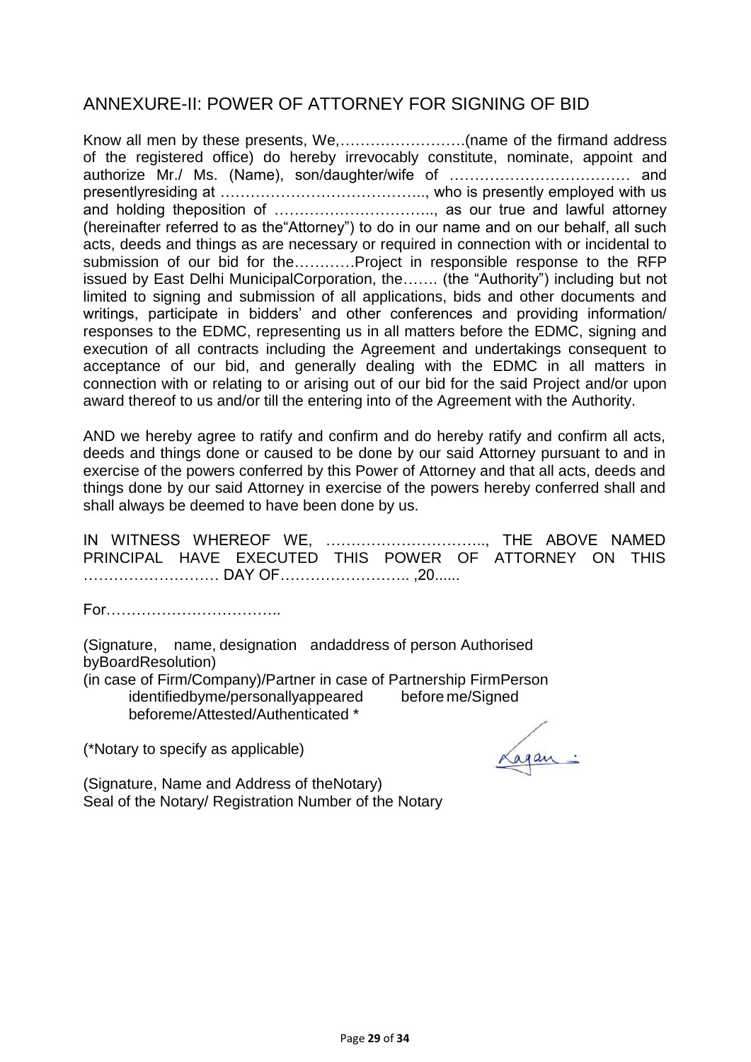## ANNEXURE-II: POWER OF ATTORNEY FOR SIGNING OF BID

Know all men by these presents, We,…………………….(name of the firmand address of the registered office) do hereby irrevocably constitute, nominate, appoint and authorize Mr./ Ms. (Name), son/daughter/wife of ……………………………… and presentlyresiding at ………………………………….., who is presently employed with us and holding theposition of ………………………….., as our true and lawful attorney (hereinafter referred to as the"Attorney") to do in our name and on our behalf, all such acts, deeds and things as are necessary or required in connection with or incidental to submission of our bid for the…………Project in responsible response to the RFP issued by East Delhi MunicipalCorporation, the……. (the "Authority") including but not limited to signing and submission of all applications, bids and other documents and writings, participate in bidders' and other conferences and providing information/ responses to the EDMC, representing us in all matters before the EDMC, signing and execution of all contracts including the Agreement and undertakings consequent to acceptance of our bid, and generally dealing with the EDMC in all matters in connection with or relating to or arising out of our bid for the said Project and/or upon award thereof to us and/or till the entering into of the Agreement with the Authority.

AND we hereby agree to ratify and confirm and do hereby ratify and confirm all acts, deeds and things done or caused to be done by our said Attorney pursuant to and in exercise of the powers conferred by this Power of Attorney and that all acts, deeds and things done by our said Attorney in exercise of the powers hereby conferred shall and shall always be deemed to have been done by us.

IN WITNESS WHEREOF WE, ………………………….., THE ABOVE NAMED PRINCIPAL HAVE EXECUTED THIS POWER OF ATTORNEY ON THIS ……………………… DAY OF…………………….. ,20......

For……………………………..

(Signature, name, designation andaddress of person Authorised byBoardResolution)

(in case of Firm/Company)/Partner in case of Partnership FirmPerson identifiedbyme/personallyappeared before me/Signed beforeme/Attested/Authenticated *

(*Notary to specify as applicable)

(Signature, Name and Address of theNotary)
Seal of the Notary/ Registration Number of the Notary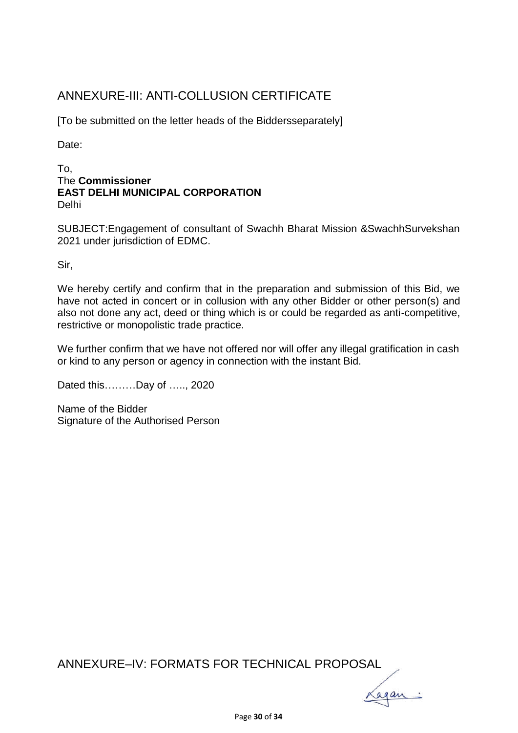## ANNEXURE-III: ANTI-COLLUSION CERTIFICATE

[To be submitted on the letter heads of the Biddersseparately]

Date:

To,
The **Commissioner**
**EAST DELHI MUNICIPAL CORPORATION**
Delhi

SUBJECT:Engagement of consultant of Swachh Bharat Mission &SwachhSurvekshan 2021 under jurisdiction of EDMC.

Sir,

We hereby certify and confirm that in the preparation and submission of this Bid, we have not acted in concert or in collusion with any other Bidder or other person(s) and also not done any act, deed or thing which is or could be regarded as anti-competitive, restrictive or monopolistic trade practice.

We further confirm that we have not offered nor will offer any illegal gratification in cash or kind to any person or agency in connection with the instant Bid.

Dated this………Day of ….., 2020

Name of the Bidder
Signature of the Authorised Person

## ANNEXURE–IV: FORMATS FOR TECHNICAL PROPOSAL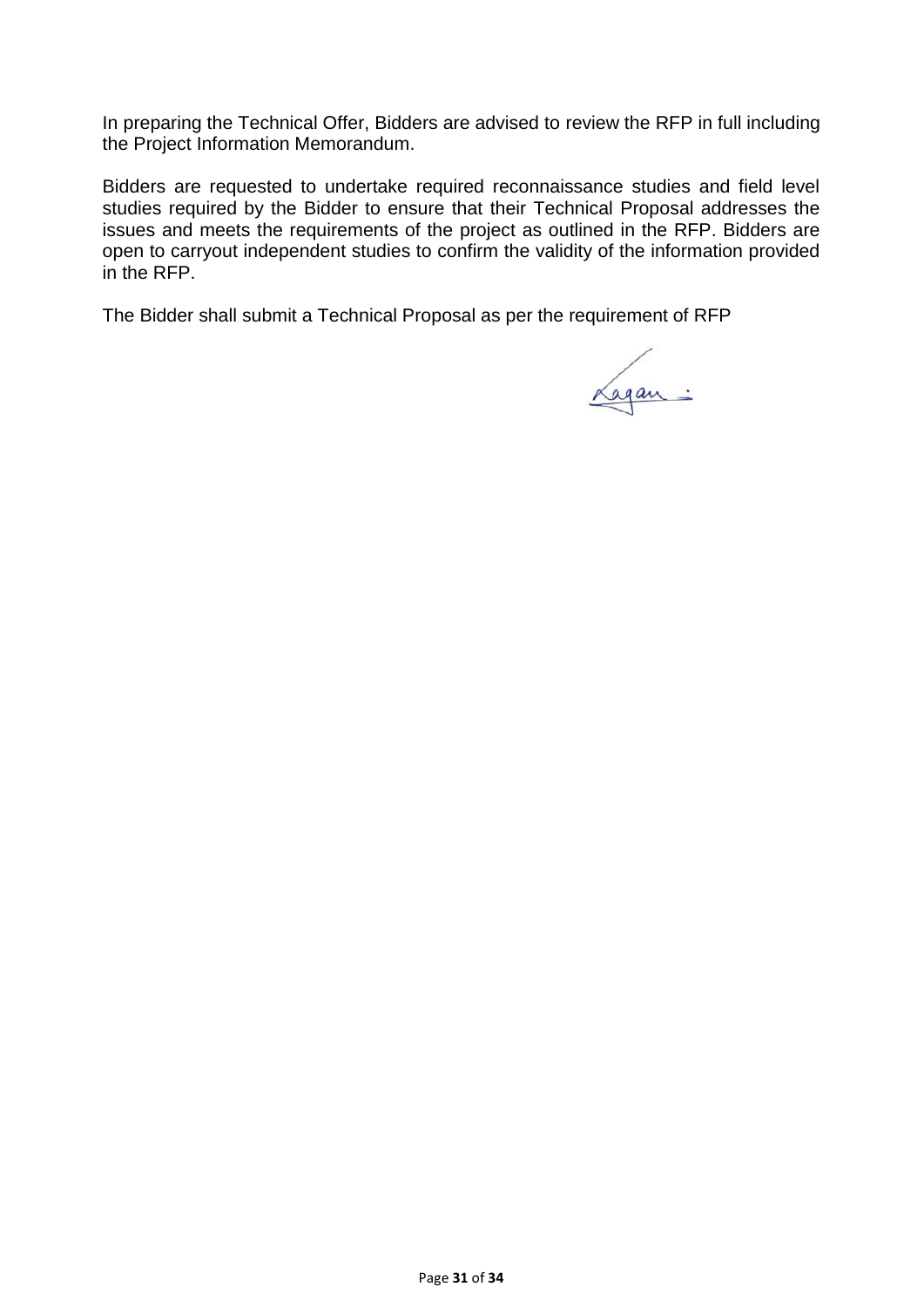In preparing the Technical Offer, Bidders are advised to review the RFP in full including the Project Information Memorandum.

Bidders are requested to undertake required reconnaissance studies and field level studies required by the Bidder to ensure that their Technical Proposal addresses the issues and meets the requirements of the project as outlined in the RFP. Bidders are open to carryout independent studies to confirm the validity of the information provided in the RFP.

The Bidder shall submit a Technical Proposal as per the requirement of RFP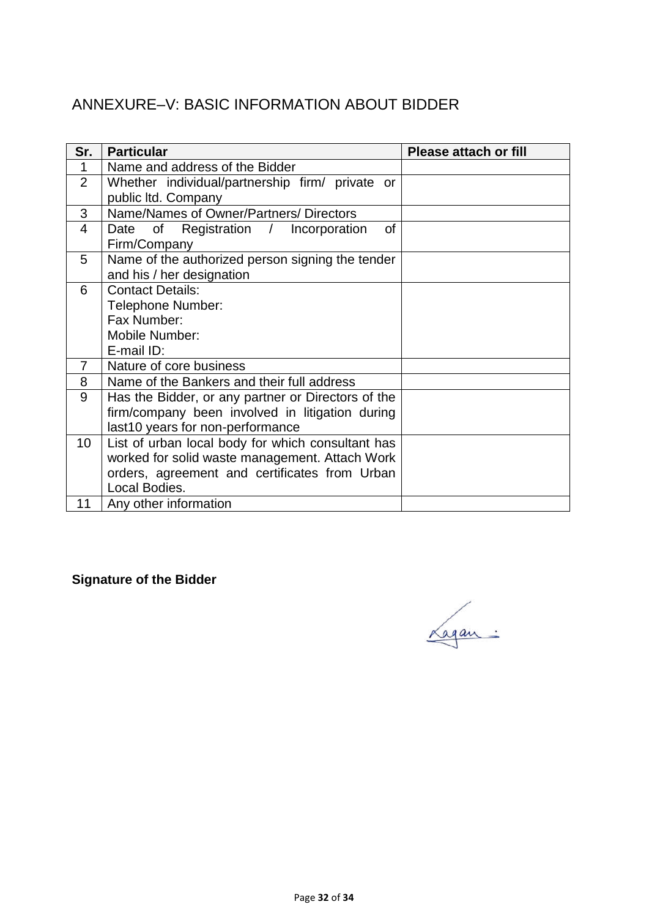# ANNEXURE–V: BASIC INFORMATION ABOUT BIDDER

| Sr. | Particular | Please attach or fill |
|---|---|---|
| 1 | Name and address of the Bidder | |
| 2 | Whether individual/partnership firm/ private or public ltd. Company | |
| 3 | Name/Names of Owner/Partners/ Directors | |
| 4 | Date of Registration / Incorporation of Firm/Company | |
| 5 | Name of the authorized person signing the tender and his / her designation | |
| 6 | Contact Details:<br>Telephone Number:<br>Fax Number:<br>Mobile Number:<br>E-mail ID: | |
| 7 | Nature of core business | |
| 8 | Name of the Bankers and their full address | |
| 9 | Has the Bidder, or any partner or Directors of the firm/company been involved in litigation during last10 years for non-performance | |
| 10 | List of urban local body for which consultant has worked for solid waste management. Attach Work orders, agreement and certificates from Urban Local Bodies. | |
| 11 | Any other information | |

**Signature of the Bidder**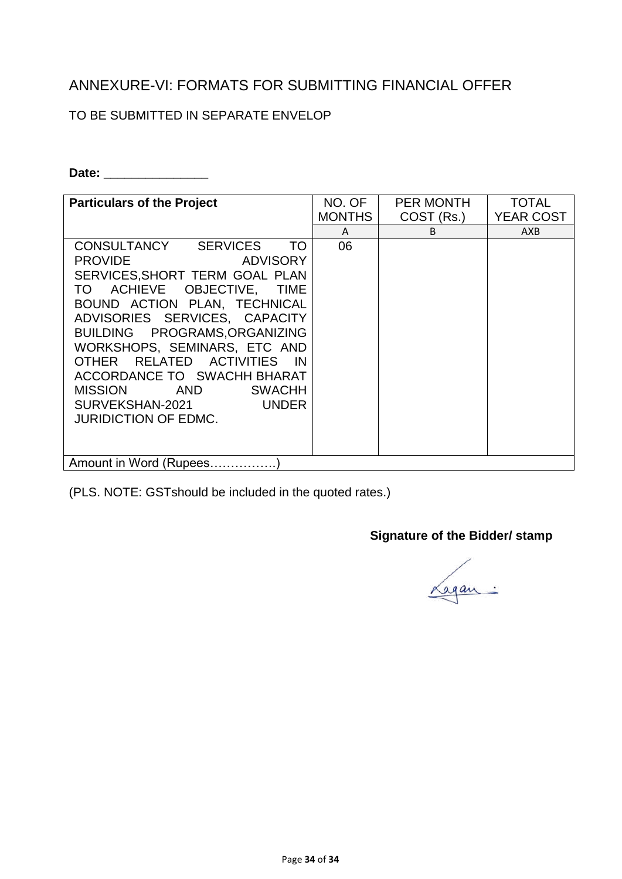# ANNEXURE-VI: FORMATS FOR SUBMITTING FINANCIAL OFFER

TO BE SUBMITTED IN SEPARATE ENVELOP

**Date: _______________**

| **Particulars of the Project** | NO. OF MONTHS | PER MONTH COST (Rs.) | TOTAL YEAR COST |
|---|---|---|---|
| | A | B | AXB |
| CONSULTANCY SERVICES TO PROVIDE ADVISORY SERVICES,SHORT TERM GOAL PLAN TO ACHIEVE OBJECTIVE, TIME BOUND ACTION PLAN, TECHNICAL ADVISORIES SERVICES, CAPACITY BUILDING PROGRAMS,ORGANIZING WORKSHOPS, SEMINARS, ETC AND OTHER RELATED ACTIVITIES IN ACCORDANCE TO SWACHH BHARAT MISSION AND SWACHH SURVEKSHAN-2021 UNDER JURIDICTION OF EDMC. | 06 | | |
| Amount in Word (Rupees…………….) | | | |

(PLS. NOTE: GSTshould be included in the quoted rates.)

**Signature of the Bidder/ stamp**